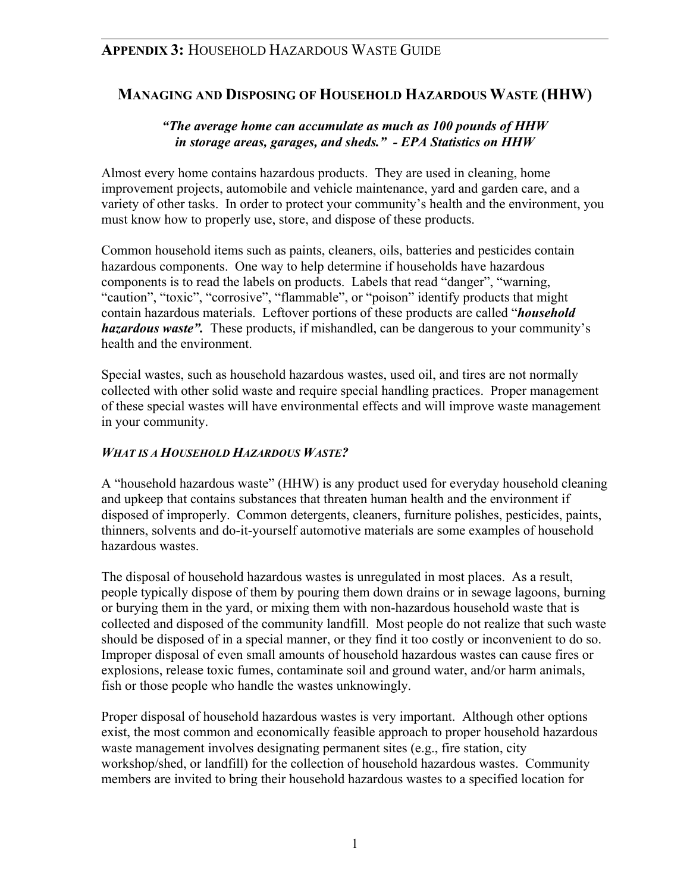## APPENDIX 3: HOUSEHOLD HAZARDOUS WASTE GUIDE

# MANAGING AND DISPOSING OF HOUSEHOLD HAZARDOUS WASTE (HHW)

***"The average home can accumulate as much as 100 pounds of HHW in storage areas, garages, and sheds." - EPA Statistics on HHW***

Almost every home contains hazardous products. They are used in cleaning, home improvement projects, automobile and vehicle maintenance, yard and garden care, and a variety of other tasks. In order to protect your community's health and the environment, you must know how to properly use, store, and dispose of these products.

Common household items such as paints, cleaners, oils, batteries and pesticides contain hazardous components. One way to help determine if households have hazardous components is to read the labels on products. Labels that read "danger", "warning, "caution", "toxic", "corrosive", "flammable", or "poison" identify products that might contain hazardous materials. Leftover portions of these products are called "***household hazardous waste".*** These products, if mishandled, can be dangerous to your community's health and the environment.

Special wastes, such as household hazardous wastes, used oil, and tires are not normally collected with other solid waste and require special handling practices. Proper management of these special wastes will have environmental effects and will improve waste management in your community.

### *WHAT IS A HOUSEHOLD HAZARDOUS WASTE?*

A "household hazardous waste" (HHW) is any product used for everyday household cleaning and upkeep that contains substances that threaten human health and the environment if disposed of improperly. Common detergents, cleaners, furniture polishes, pesticides, paints, thinners, solvents and do-it-yourself automotive materials are some examples of household hazardous wastes.

The disposal of household hazardous wastes is unregulated in most places. As a result, people typically dispose of them by pouring them down drains or in sewage lagoons, burning or burying them in the yard, or mixing them with non-hazardous household waste that is collected and disposed of the community landfill. Most people do not realize that such waste should be disposed of in a special manner, or they find it too costly or inconvenient to do so. Improper disposal of even small amounts of household hazardous wastes can cause fires or explosions, release toxic fumes, contaminate soil and ground water, and/or harm animals, fish or those people who handle the wastes unknowingly.

Proper disposal of household hazardous wastes is very important. Although other options exist, the most common and economically feasible approach to proper household hazardous waste management involves designating permanent sites (e.g., fire station, city workshop/shed, or landfill) for the collection of household hazardous wastes. Community members are invited to bring their household hazardous wastes to a specified location for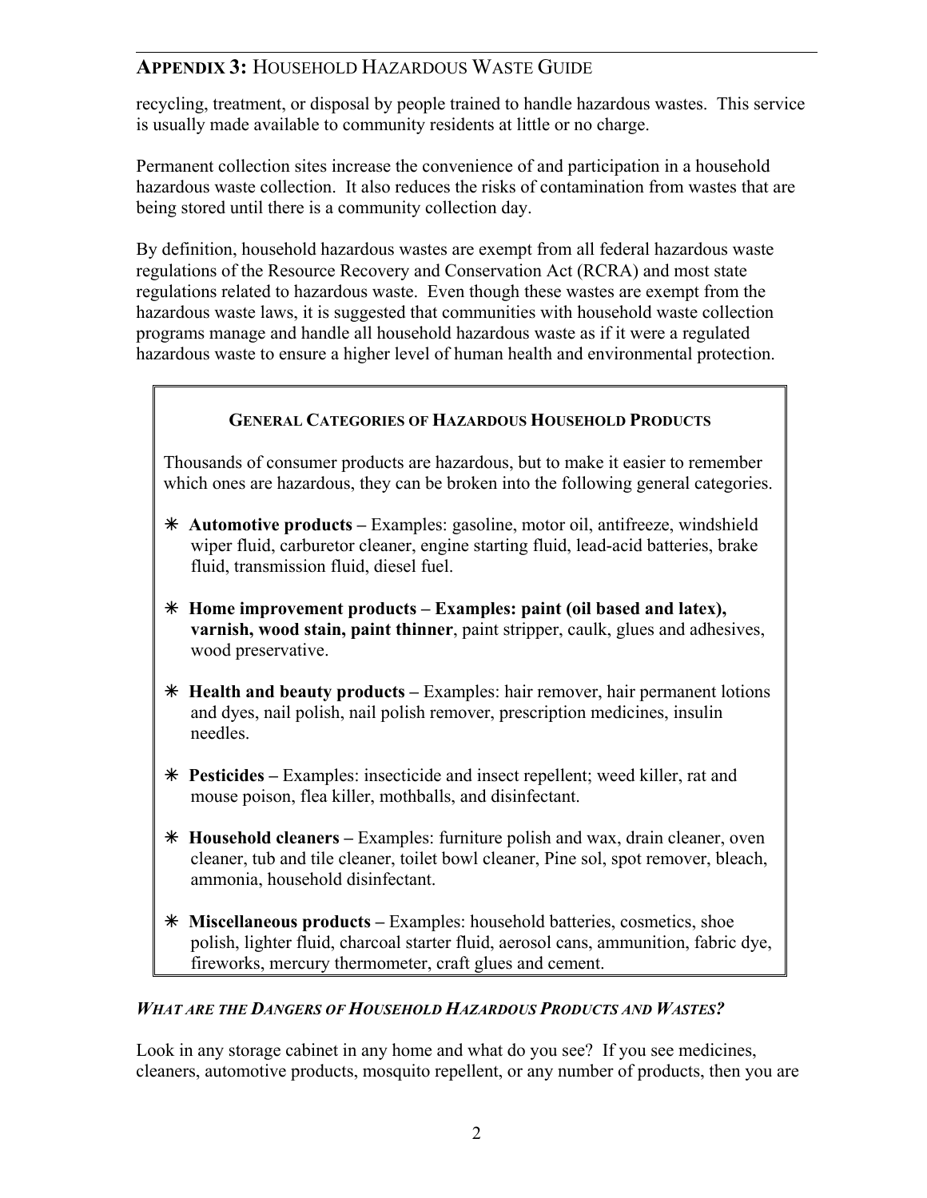recycling, treatment, or disposal by people trained to handle hazardous wastes. This service is usually made available to community residents at little or no charge.

Permanent collection sites increase the convenience of and participation in a household hazardous waste collection. It also reduces the risks of contamination from wastes that are being stored until there is a community collection day.

By definition, household hazardous wastes are exempt from all federal hazardous waste regulations of the Resource Recovery and Conservation Act (RCRA) and most state regulations related to hazardous waste. Even though these wastes are exempt from the hazardous waste laws, it is suggested that communities with household waste collection programs manage and handle all household hazardous waste as if it were a regulated hazardous waste to ensure a higher level of human health and environmental protection.

### GENERAL CATEGORIES OF HAZARDOUS HOUSEHOLD PRODUCTS

Thousands of consumer products are hazardous, but to make it easier to remember which ones are hazardous, they can be broken into the following general categories.

- **Automotive products –** Examples: gasoline, motor oil, antifreeze, windshield wiper fluid, carburetor cleaner, engine starting fluid, lead-acid batteries, brake fluid, transmission fluid, diesel fuel.
- **Home improvement products – Examples: paint (oil based and latex), varnish, wood stain, paint thinner**, paint stripper, caulk, glues and adhesives, wood preservative.
- **Health and beauty products –** Examples: hair remover, hair permanent lotions and dyes, nail polish, nail polish remover, prescription medicines, insulin needles.
- **Pesticides –** Examples: insecticide and insect repellent; weed killer, rat and mouse poison, flea killer, mothballs, and disinfectant.
- **Household cleaners –** Examples: furniture polish and wax, drain cleaner, oven cleaner, tub and tile cleaner, toilet bowl cleaner, Pine sol, spot remover, bleach, ammonia, household disinfectant.
- **Miscellaneous products –** Examples: household batteries, cosmetics, shoe polish, lighter fluid, charcoal starter fluid, aerosol cans, ammunition, fabric dye, fireworks, mercury thermometer, craft glues and cement.

### *WHAT ARE THE DANGERS OF HOUSEHOLD HAZARDOUS PRODUCTS AND WASTES?*

Look in any storage cabinet in any home and what do you see? If you see medicines, cleaners, automotive products, mosquito repellent, or any number of products, then you are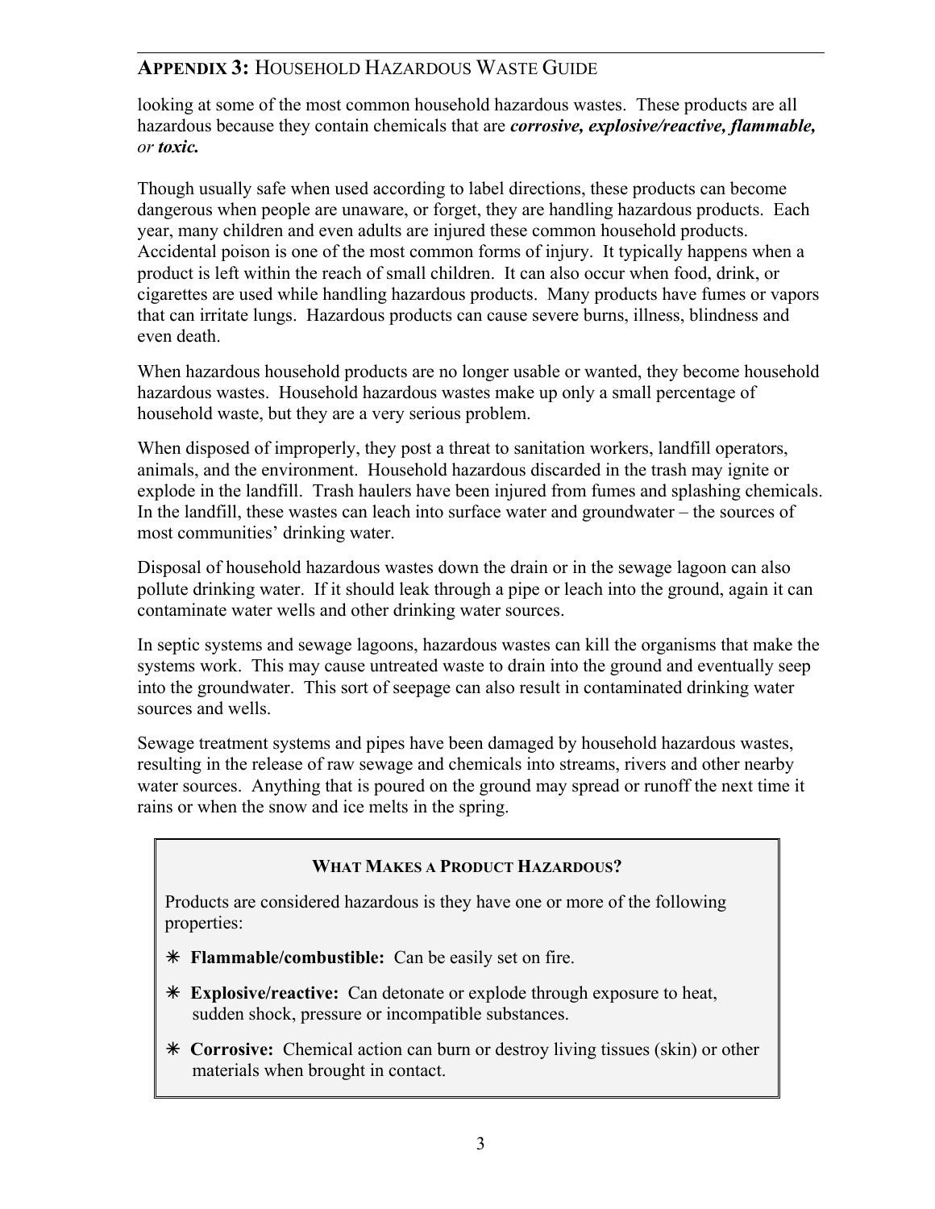looking at some of the most common household hazardous wastes. These products are all hazardous because they contain chemicals that are ***corrosive, explosive/reactive, flammable,*** *or* ***toxic.***

Though usually safe when used according to label directions, these products can become dangerous when people are unaware, or forget, they are handling hazardous products. Each year, many children and even adults are injured these common household products. Accidental poison is one of the most common forms of injury. It typically happens when a product is left within the reach of small children. It can also occur when food, drink, or cigarettes are used while handling hazardous products. Many products have fumes or vapors that can irritate lungs. Hazardous products can cause severe burns, illness, blindness and even death.

When hazardous household products are no longer usable or wanted, they become household hazardous wastes. Household hazardous wastes make up only a small percentage of household waste, but they are a very serious problem.

When disposed of improperly, they post a threat to sanitation workers, landfill operators, animals, and the environment. Household hazardous discarded in the trash may ignite or explode in the landfill. Trash haulers have been injured from fumes and splashing chemicals. In the landfill, these wastes can leach into surface water and groundwater – the sources of most communities' drinking water.

Disposal of household hazardous wastes down the drain or in the sewage lagoon can also pollute drinking water. If it should leak through a pipe or leach into the ground, again it can contaminate water wells and other drinking water sources.

In septic systems and sewage lagoons, hazardous wastes can kill the organisms that make the systems work. This may cause untreated waste to drain into the ground and eventually seep into the groundwater. This sort of seepage can also result in contaminated drinking water sources and wells.

Sewage treatment systems and pipes have been damaged by household hazardous wastes, resulting in the release of raw sewage and chemicals into streams, rivers and other nearby water sources. Anything that is poured on the ground may spread or runoff the next time it rains or when the snow and ice melts in the spring.

### WHAT MAKES A PRODUCT HAZARDOUS?

Products are considered hazardous is they have one or more of the following properties:

- **Flammable/combustible:** Can be easily set on fire.
- **Explosive/reactive:** Can detonate or explode through exposure to heat, sudden shock, pressure or incompatible substances.
- **Corrosive:** Chemical action can burn or destroy living tissues (skin) or other materials when brought in contact.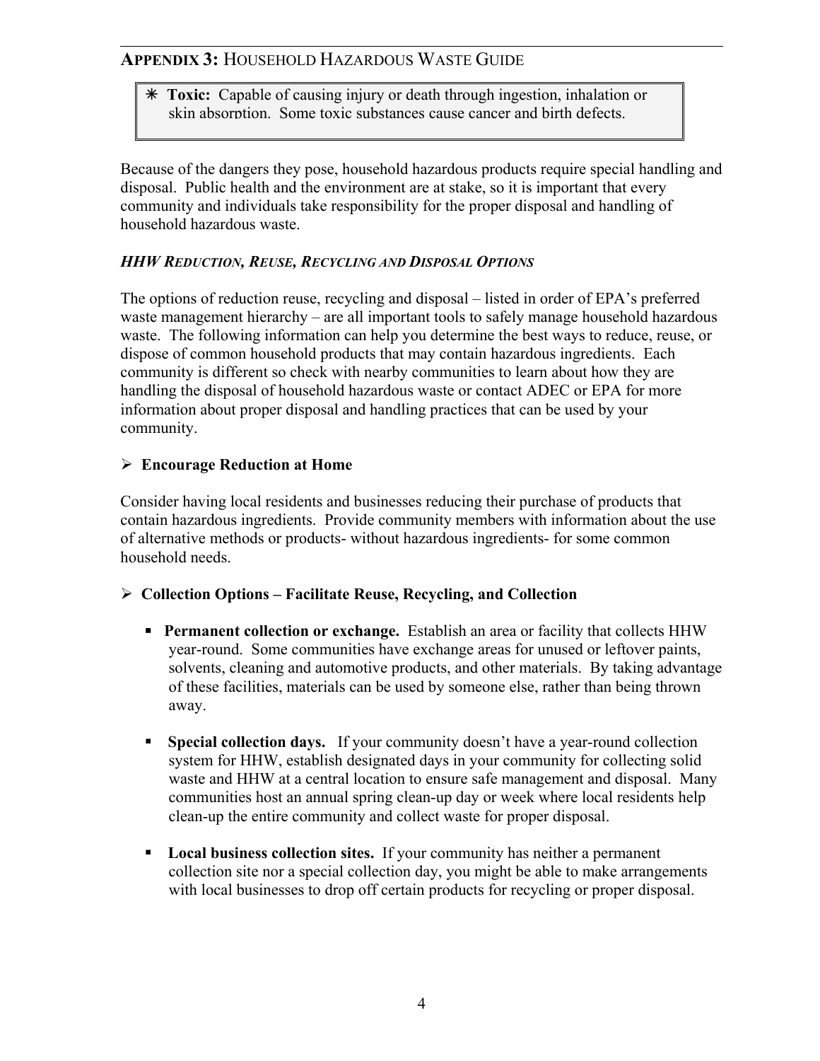✳ **Toxic:** Capable of causing injury or death through ingestion, inhalation or skin absorption. Some toxic substances cause cancer and birth defects.

Because of the dangers they pose, household hazardous products require special handling and disposal. Public health and the environment are at stake, so it is important that every community and individuals take responsibility for the proper disposal and handling of household hazardous waste.

### *HHW Reduction, Reuse, Recycling and Disposal Options*

The options of reduction reuse, recycling and disposal – listed in order of EPA's preferred waste management hierarchy – are all important tools to safely manage household hazardous waste. The following information can help you determine the best ways to reduce, reuse, or dispose of common household products that may contain hazardous ingredients. Each community is different so check with nearby communities to learn about how they are handling the disposal of household hazardous waste or contact ADEC or EPA for more information about proper disposal and handling practices that can be used by your community.

- **Encourage Reduction at Home**

Consider having local residents and businesses reducing their purchase of products that contain hazardous ingredients. Provide community members with information about the use of alternative methods or products- without hazardous ingredients- for some common household needs.

- **Collection Options – Facilitate Reuse, Recycling, and Collection**

  - **Permanent collection or exchange.** Establish an area or facility that collects HHW year-round. Some communities have exchange areas for unused or leftover paints, solvents, cleaning and automotive products, and other materials. By taking advantage of these facilities, materials can be used by someone else, rather than being thrown away.

  - **Special collection days.** If your community doesn't have a year-round collection system for HHW, establish designated days in your community for collecting solid waste and HHW at a central location to ensure safe management and disposal. Many communities host an annual spring clean-up day or week where local residents help clean-up the entire community and collect waste for proper disposal.

  - **Local business collection sites.** If your community has neither a permanent collection site nor a special collection day, you might be able to make arrangements with local businesses to drop off certain products for recycling or proper disposal.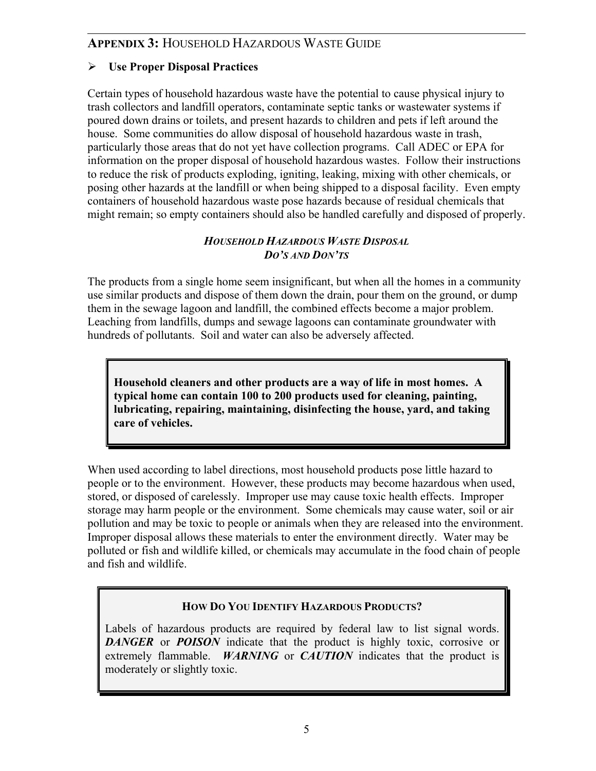## **APPENDIX 3:** HOUSEHOLD HAZARDOUS WASTE GUIDE

- **Use Proper Disposal Practices**

Certain types of household hazardous waste have the potential to cause physical injury to trash collectors and landfill operators, contaminate septic tanks or wastewater systems if poured down drains or toilets, and present hazards to children and pets if left around the house. Some communities do allow disposal of household hazardous waste in trash, particularly those areas that do not yet have collection programs. Call ADEC or EPA for information on the proper disposal of household hazardous wastes. Follow their instructions to reduce the risk of products exploding, igniting, leaking, mixing with other chemicals, or posing other hazards at the landfill or when being shipped to a disposal facility. Even empty containers of household hazardous waste pose hazards because of residual chemicals that might remain; so empty containers should also be handled carefully and disposed of properly.

### ***HOUSEHOLD HAZARDOUS WASTE DISPOSAL DO'S AND DON'TS***

The products from a single home seem insignificant, but when all the homes in a community use similar products and dispose of them down the drain, pour them on the ground, or dump them in the sewage lagoon and landfill, the combined effects become a major problem. Leaching from landfills, dumps and sewage lagoons can contaminate groundwater with hundreds of pollutants. Soil and water can also be adversely affected.

**Household cleaners and other products are a way of life in most homes. A typical home can contain 100 to 200 products used for cleaning, painting, lubricating, repairing, maintaining, disinfecting the house, yard, and taking care of vehicles.**

When used according to label directions, most household products pose little hazard to people or to the environment. However, these products may become hazardous when used, stored, or disposed of carelessly. Improper use may cause toxic health effects. Improper storage may harm people or the environment. Some chemicals may cause water, soil or air pollution and may be toxic to people or animals when they are released into the environment. Improper disposal allows these materials to enter the environment directly. Water may be polluted or fish and wildlife killed, or chemicals may accumulate in the food chain of people and fish and wildlife.

**HOW DO YOU IDENTIFY HAZARDOUS PRODUCTS?**

Labels of hazardous products are required by federal law to list signal words. ***DANGER*** or ***POISON*** indicate that the product is highly toxic, corrosive or extremely flammable. ***WARNING*** or ***CAUTION*** indicates that the product is moderately or slightly toxic.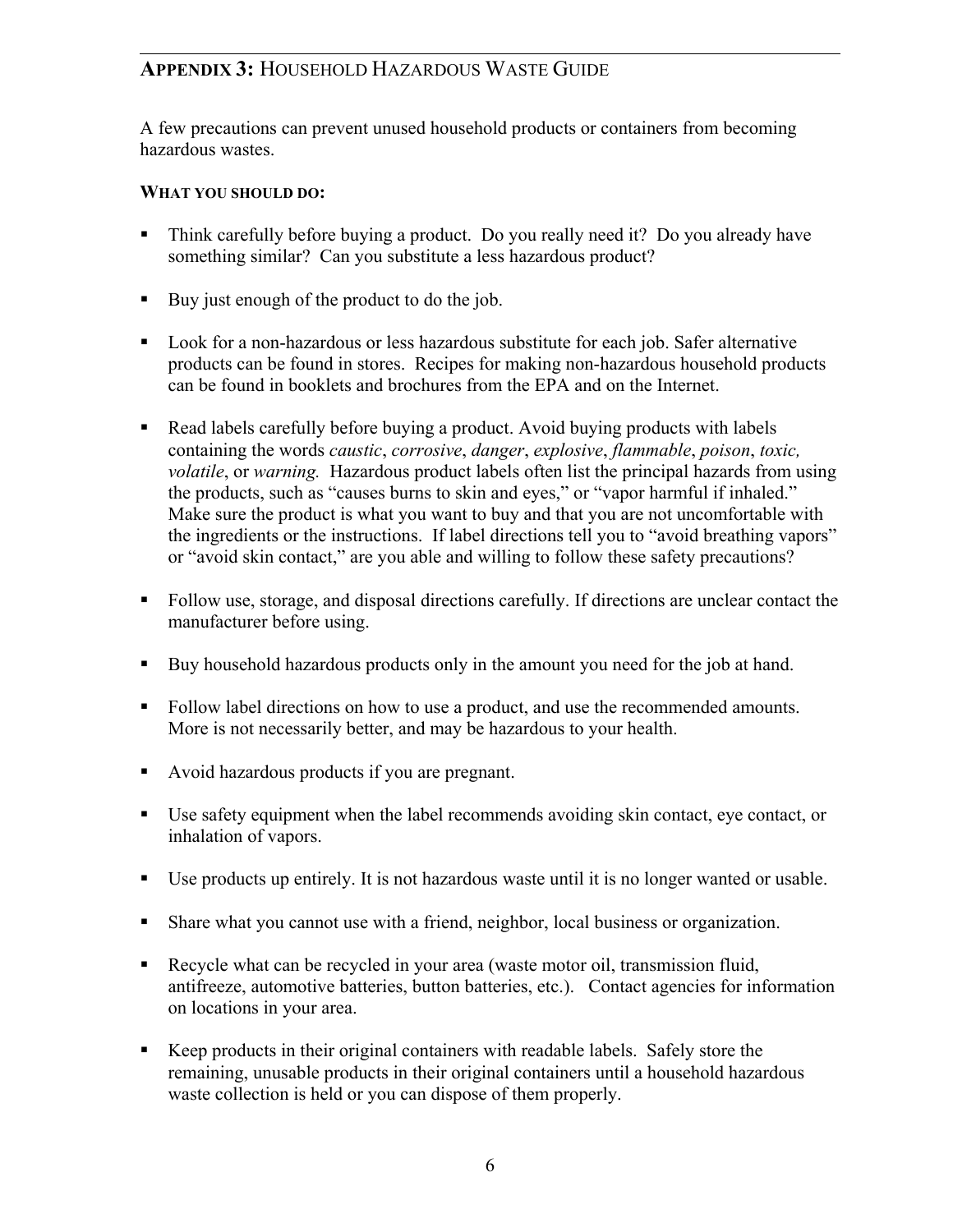## **APPENDIX 3:** HOUSEHOLD HAZARDOUS WASTE GUIDE

A few precautions can prevent unused household products or containers from becoming hazardous wastes.

**WHAT YOU SHOULD DO:**

- Think carefully before buying a product. Do you really need it? Do you already have something similar? Can you substitute a less hazardous product?
- Buy just enough of the product to do the job.
- Look for a non-hazardous or less hazardous substitute for each job. Safer alternative products can be found in stores. Recipes for making non-hazardous household products can be found in booklets and brochures from the EPA and on the Internet.
- Read labels carefully before buying a product. Avoid buying products with labels containing the words *caustic*, *corrosive*, *danger*, *explosive*, *flammable*, *poison*, *toxic, volatile*, or *warning.* Hazardous product labels often list the principal hazards from using the products, such as "causes burns to skin and eyes," or "vapor harmful if inhaled." Make sure the product is what you want to buy and that you are not uncomfortable with the ingredients or the instructions. If label directions tell you to "avoid breathing vapors" or "avoid skin contact," are you able and willing to follow these safety precautions?
- Follow use, storage, and disposal directions carefully. If directions are unclear contact the manufacturer before using.
- Buy household hazardous products only in the amount you need for the job at hand.
- Follow label directions on how to use a product, and use the recommended amounts. More is not necessarily better, and may be hazardous to your health.
- Avoid hazardous products if you are pregnant.
- Use safety equipment when the label recommends avoiding skin contact, eye contact, or inhalation of vapors.
- Use products up entirely. It is not hazardous waste until it is no longer wanted or usable.
- Share what you cannot use with a friend, neighbor, local business or organization.
- Recycle what can be recycled in your area (waste motor oil, transmission fluid, antifreeze, automotive batteries, button batteries, etc.). Contact agencies for information on locations in your area.
- Keep products in their original containers with readable labels. Safely store the remaining, unusable products in their original containers until a household hazardous waste collection is held or you can dispose of them properly.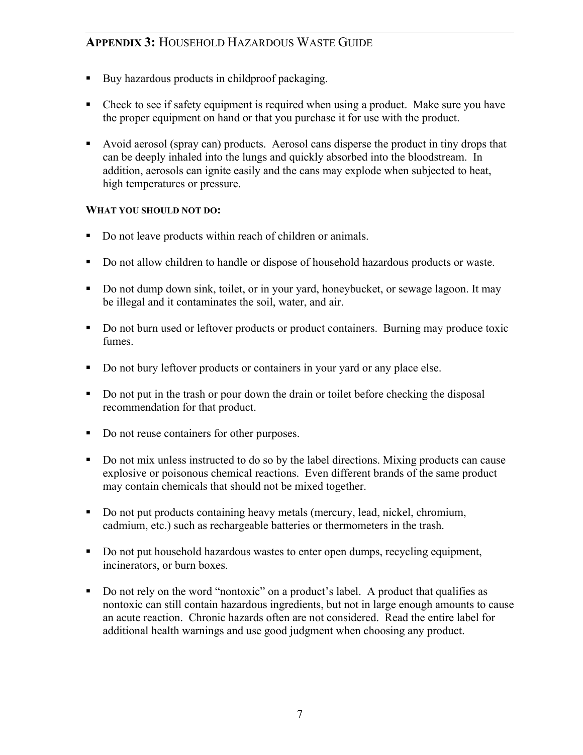## APPENDIX 3: HOUSEHOLD HAZARDOUS WASTE GUIDE

- Buy hazardous products in childproof packaging.
- Check to see if safety equipment is required when using a product. Make sure you have the proper equipment on hand or that you purchase it for use with the product.
- Avoid aerosol (spray can) products. Aerosol cans disperse the product in tiny drops that can be deeply inhaled into the lungs and quickly absorbed into the bloodstream. In addition, aerosols can ignite easily and the cans may explode when subjected to heat, high temperatures or pressure.

**WHAT YOU SHOULD NOT DO:**

- Do not leave products within reach of children or animals.
- Do not allow children to handle or dispose of household hazardous products or waste.
- Do not dump down sink, toilet, or in your yard, honeybucket, or sewage lagoon. It may be illegal and it contaminates the soil, water, and air.
- Do not burn used or leftover products or product containers. Burning may produce toxic fumes.
- Do not bury leftover products or containers in your yard or any place else.
- Do not put in the trash or pour down the drain or toilet before checking the disposal recommendation for that product.
- Do not reuse containers for other purposes.
- Do not mix unless instructed to do so by the label directions. Mixing products can cause explosive or poisonous chemical reactions. Even different brands of the same product may contain chemicals that should not be mixed together.
- Do not put products containing heavy metals (mercury, lead, nickel, chromium, cadmium, etc.) such as rechargeable batteries or thermometers in the trash.
- Do not put household hazardous wastes to enter open dumps, recycling equipment, incinerators, or burn boxes.
- Do not rely on the word "nontoxic" on a product's label. A product that qualifies as nontoxic can still contain hazardous ingredients, but not in large enough amounts to cause an acute reaction. Chronic hazards often are not considered. Read the entire label for additional health warnings and use good judgment when choosing any product.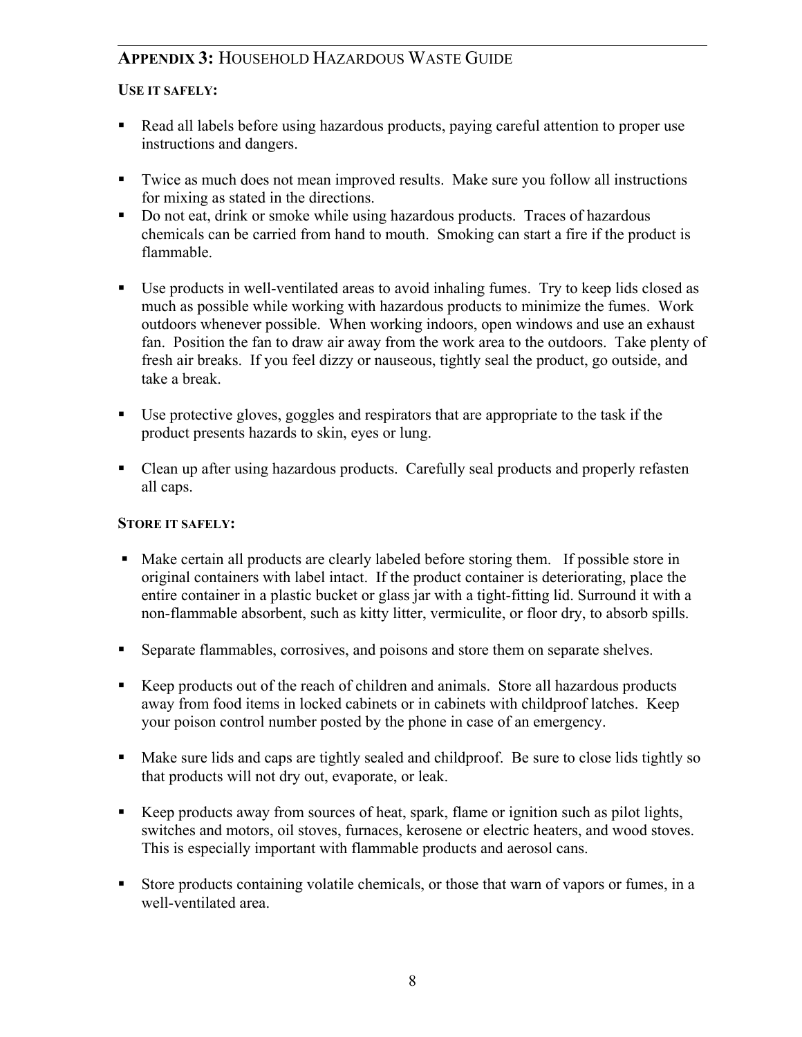## APPENDIX 3: HOUSEHOLD HAZARDOUS WASTE GUIDE

**USE IT SAFELY:**

- Read all labels before using hazardous products, paying careful attention to proper use instructions and dangers.
- Twice as much does not mean improved results. Make sure you follow all instructions for mixing as stated in the directions.
- Do not eat, drink or smoke while using hazardous products. Traces of hazardous chemicals can be carried from hand to mouth. Smoking can start a fire if the product is flammable.
- Use products in well-ventilated areas to avoid inhaling fumes. Try to keep lids closed as much as possible while working with hazardous products to minimize the fumes. Work outdoors whenever possible. When working indoors, open windows and use an exhaust fan. Position the fan to draw air away from the work area to the outdoors. Take plenty of fresh air breaks. If you feel dizzy or nauseous, tightly seal the product, go outside, and take a break.
- Use protective gloves, goggles and respirators that are appropriate to the task if the product presents hazards to skin, eyes or lung.
- Clean up after using hazardous products. Carefully seal products and properly refasten all caps.

**STORE IT SAFELY:**

- Make certain all products are clearly labeled before storing them. If possible store in original containers with label intact. If the product container is deteriorating, place the entire container in a plastic bucket or glass jar with a tight-fitting lid. Surround it with a non-flammable absorbent, such as kitty litter, vermiculite, or floor dry, to absorb spills.
- Separate flammables, corrosives, and poisons and store them on separate shelves.
- Keep products out of the reach of children and animals. Store all hazardous products away from food items in locked cabinets or in cabinets with childproof latches. Keep your poison control number posted by the phone in case of an emergency.
- Make sure lids and caps are tightly sealed and childproof. Be sure to close lids tightly so that products will not dry out, evaporate, or leak.
- Keep products away from sources of heat, spark, flame or ignition such as pilot lights, switches and motors, oil stoves, furnaces, kerosene or electric heaters, and wood stoves. This is especially important with flammable products and aerosol cans.
- Store products containing volatile chemicals, or those that warn of vapors or fumes, in a well-ventilated area.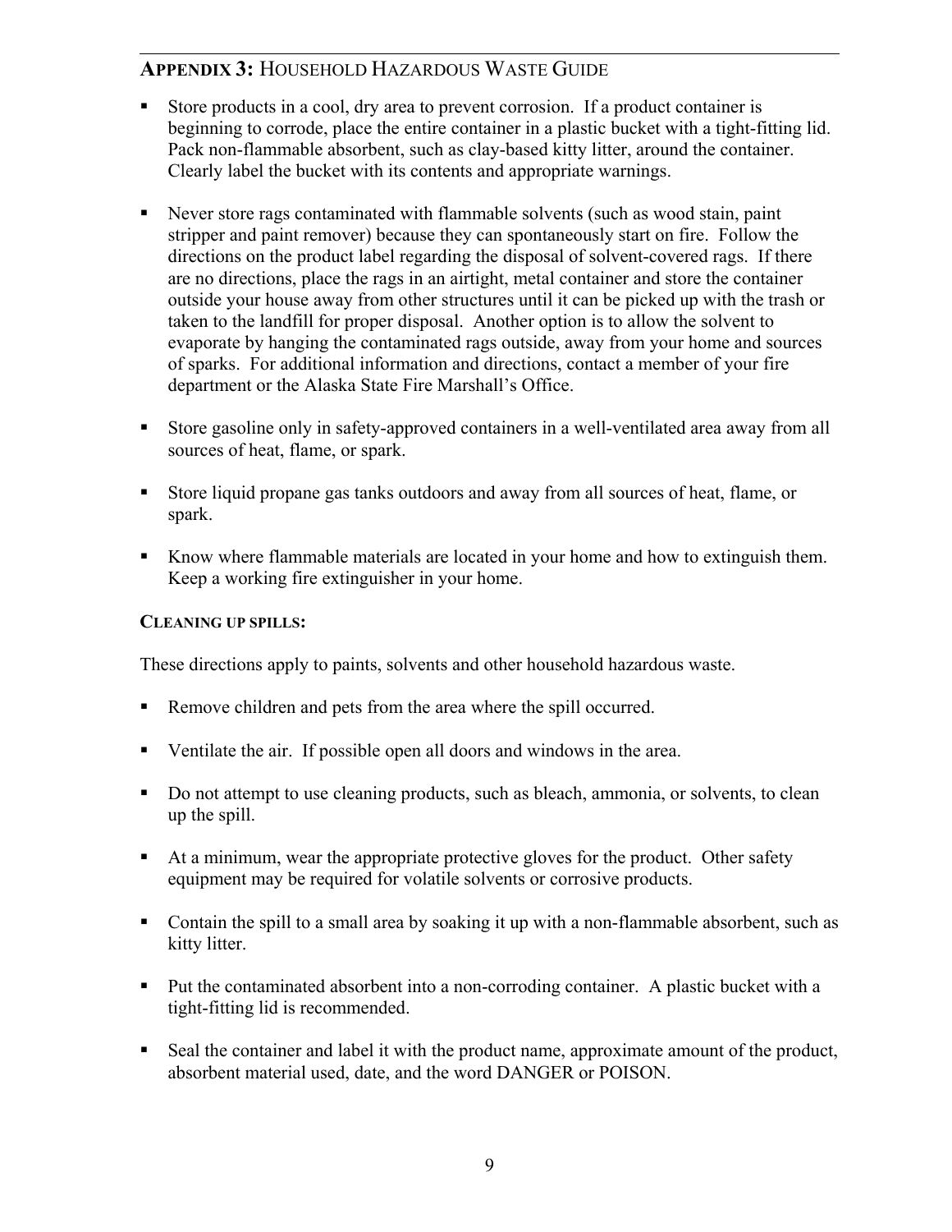## APPENDIX 3: HOUSEHOLD HAZARDOUS WASTE GUIDE

- Store products in a cool, dry area to prevent corrosion. If a product container is beginning to corrode, place the entire container in a plastic bucket with a tight-fitting lid. Pack non-flammable absorbent, such as clay-based kitty litter, around the container. Clearly label the bucket with its contents and appropriate warnings.

- Never store rags contaminated with flammable solvents (such as wood stain, paint stripper and paint remover) because they can spontaneously start on fire. Follow the directions on the product label regarding the disposal of solvent-covered rags. If there are no directions, place the rags in an airtight, metal container and store the container outside your house away from other structures until it can be picked up with the trash or taken to the landfill for proper disposal. Another option is to allow the solvent to evaporate by hanging the contaminated rags outside, away from your home and sources of sparks. For additional information and directions, contact a member of your fire department or the Alaska State Fire Marshall's Office.

- Store gasoline only in safety-approved containers in a well-ventilated area away from all sources of heat, flame, or spark.

- Store liquid propane gas tanks outdoors and away from all sources of heat, flame, or spark.

- Know where flammable materials are located in your home and how to extinguish them. Keep a working fire extinguisher in your home.

### CLEANING UP SPILLS:

These directions apply to paints, solvents and other household hazardous waste.

- Remove children and pets from the area where the spill occurred.

- Ventilate the air. If possible open all doors and windows in the area.

- Do not attempt to use cleaning products, such as bleach, ammonia, or solvents, to clean up the spill.

- At a minimum, wear the appropriate protective gloves for the product. Other safety equipment may be required for volatile solvents or corrosive products.

- Contain the spill to a small area by soaking it up with a non-flammable absorbent, such as kitty litter.

- Put the contaminated absorbent into a non-corroding container. A plastic bucket with a tight-fitting lid is recommended.

- Seal the container and label it with the product name, approximate amount of the product, absorbent material used, date, and the word DANGER or POISON.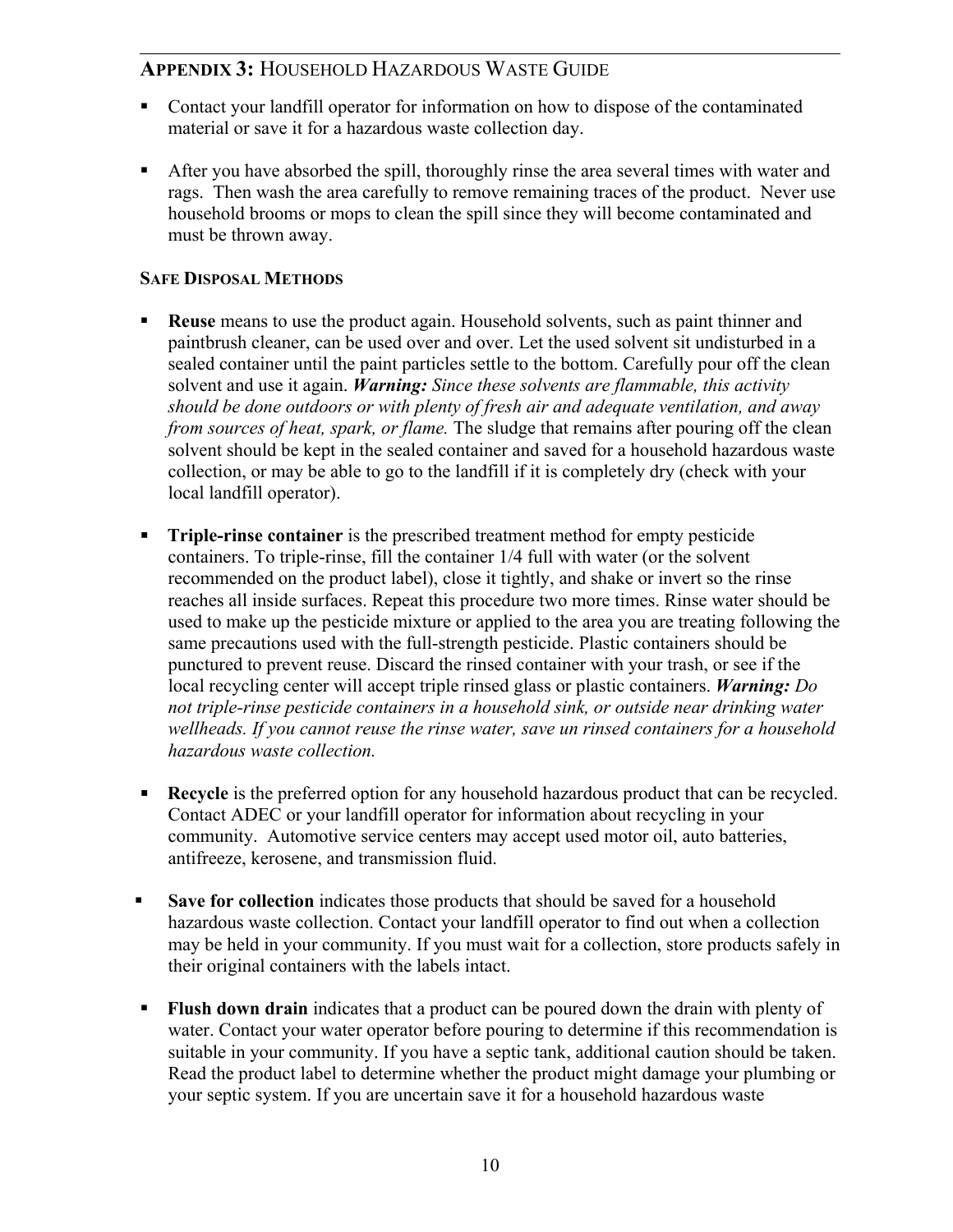## APPENDIX 3: HOUSEHOLD HAZARDOUS WASTE GUIDE

- Contact your landfill operator for information on how to dispose of the contaminated material or save it for a hazardous waste collection day.

- After you have absorbed the spill, thoroughly rinse the area several times with water and rags. Then wash the area carefully to remove remaining traces of the product. Never use household brooms or mops to clean the spill since they will become contaminated and must be thrown away.

### SAFE DISPOSAL METHODS

- **Reuse** means to use the product again. Household solvents, such as paint thinner and paintbrush cleaner, can be used over and over. Let the used solvent sit undisturbed in a sealed container until the paint particles settle to the bottom. Carefully pour off the clean solvent and use it again. ***Warning:*** *Since these solvents are flammable, this activity should be done outdoors or with plenty of fresh air and adequate ventilation, and away from sources of heat, spark, or flame.* The sludge that remains after pouring off the clean solvent should be kept in the sealed container and saved for a household hazardous waste collection, or may be able to go to the landfill if it is completely dry (check with your local landfill operator).

- **Triple-rinse container** is the prescribed treatment method for empty pesticide containers. To triple-rinse, fill the container 1/4 full with water (or the solvent recommended on the product label), close it tightly, and shake or invert so the rinse reaches all inside surfaces. Repeat this procedure two more times. Rinse water should be used to make up the pesticide mixture or applied to the area you are treating following the same precautions used with the full-strength pesticide. Plastic containers should be punctured to prevent reuse. Discard the rinsed container with your trash, or see if the local recycling center will accept triple rinsed glass or plastic containers. ***Warning:*** *Do not triple-rinse pesticide containers in a household sink, or outside near drinking water wellheads. If you cannot reuse the rinse water, save un rinsed containers for a household hazardous waste collection.*

- **Recycle** is the preferred option for any household hazardous product that can be recycled. Contact ADEC or your landfill operator for information about recycling in your community. Automotive service centers may accept used motor oil, auto batteries, antifreeze, kerosene, and transmission fluid.

- **Save for collection** indicates those products that should be saved for a household hazardous waste collection. Contact your landfill operator to find out when a collection may be held in your community. If you must wait for a collection, store products safely in their original containers with the labels intact.

- **Flush down drain** indicates that a product can be poured down the drain with plenty of water. Contact your water operator before pouring to determine if this recommendation is suitable in your community. If you have a septic tank, additional caution should be taken. Read the product label to determine whether the product might damage your plumbing or your septic system. If you are uncertain save it for a household hazardous waste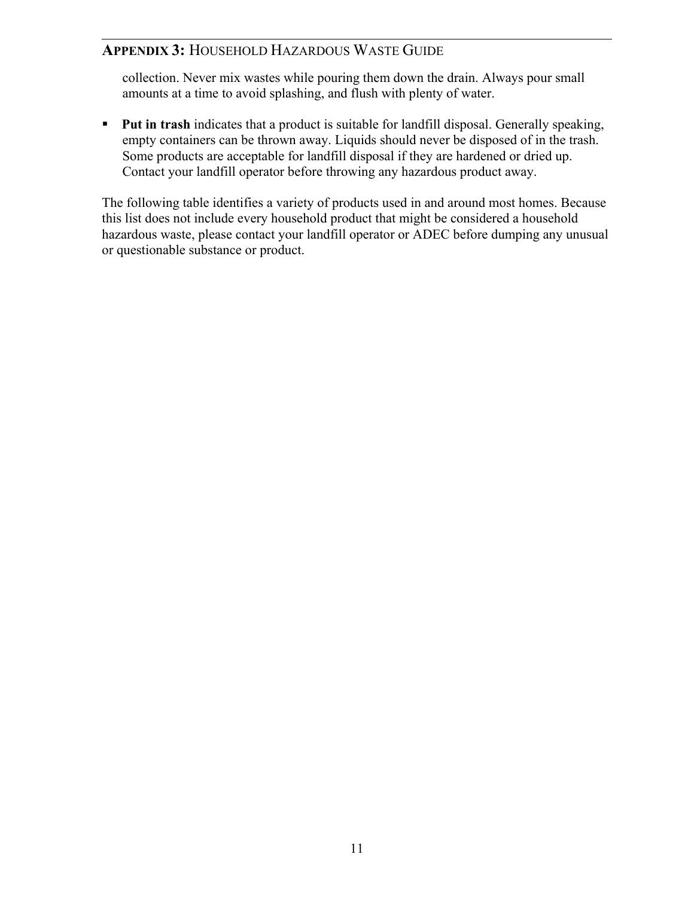collection. Never mix wastes while pouring them down the drain. Always pour small amounts at a time to avoid splashing, and flush with plenty of water.

- **Put in trash** indicates that a product is suitable for landfill disposal. Generally speaking, empty containers can be thrown away. Liquids should never be disposed of in the trash. Some products are acceptable for landfill disposal if they are hardened or dried up. Contact your landfill operator before throwing any hazardous product away.

The following table identifies a variety of products used in and around most homes. Because this list does not include every household product that might be considered a household hazardous waste, please contact your landfill operator or ADEC before dumping any unusual or questionable substance or product.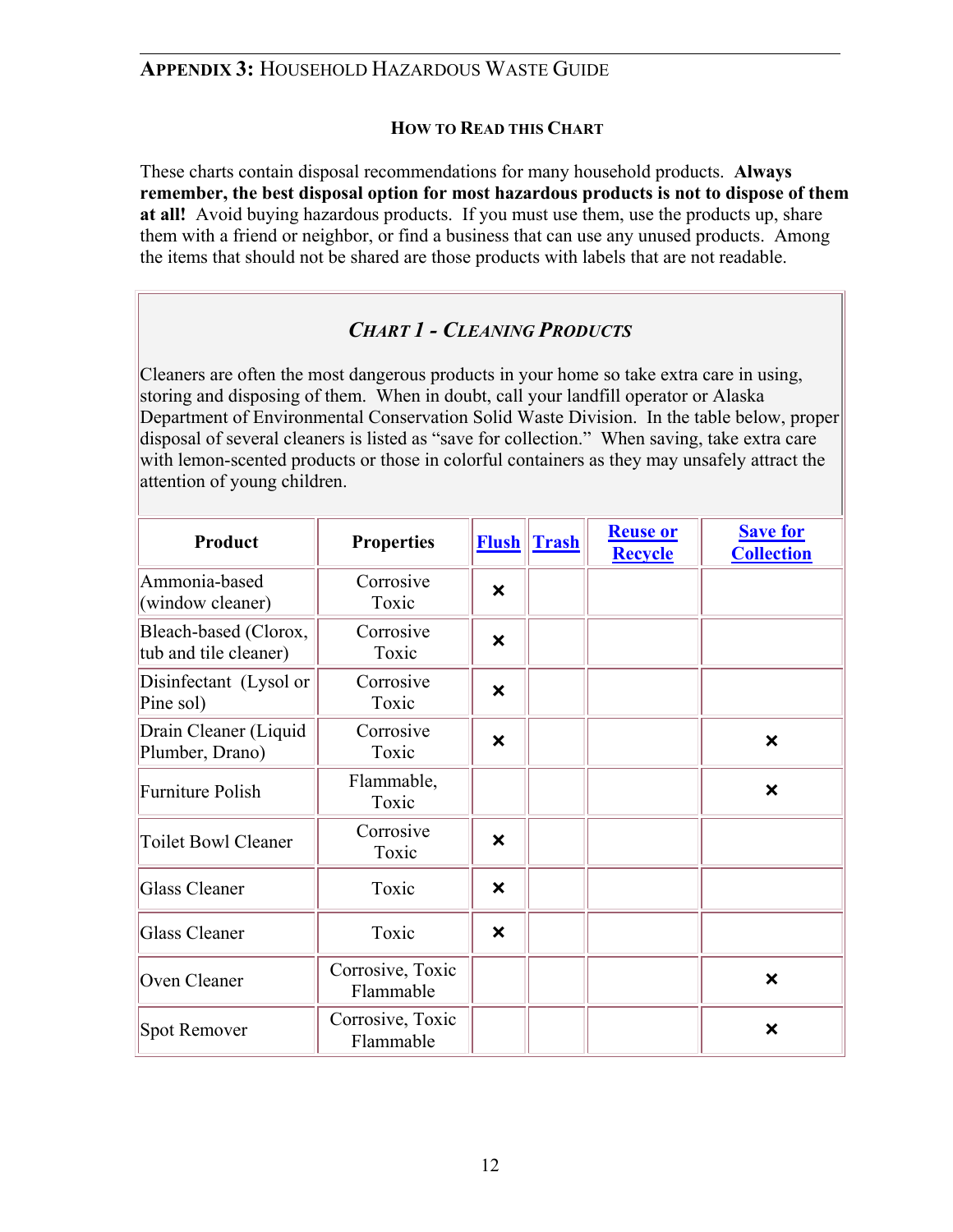## APPENDIX 3: HOUSEHOLD HAZARDOUS WASTE GUIDE

### HOW TO READ THIS CHART

These charts contain disposal recommendations for many household products. **Always remember, the best disposal option for most hazardous products is not to dispose of them at all!** Avoid buying hazardous products. If you must use them, use the products up, share them with a friend or neighbor, or find a business that can use any unused products. Among the items that should not be shared are those products with labels that are not readable.

### *CHART 1 - CLEANING PRODUCTS*

Cleaners are often the most dangerous products in your home so take extra care in using, storing and disposing of them. When in doubt, call your landfill operator or Alaska Department of Environmental Conservation Solid Waste Division. In the table below, proper disposal of several cleaners is listed as "save for collection." When saving, take extra care with lemon-scented products or those in colorful containers as they may unsafely attract the attention of young children.

| Product | Properties | Flush | Trash | Reuse or Recycle | Save for Collection |
|---|---|---|---|---|---|
| Ammonia-based (window cleaner) | Corrosive Toxic | × | | | |
| Bleach-based (Clorox, tub and tile cleaner) | Corrosive Toxic | × | | | |
| Disinfectant (Lysol or Pine sol) | Corrosive Toxic | × | | | |
| Drain Cleaner (Liquid Plumber, Drano) | Corrosive Toxic | × | | | × |
| Furniture Polish | Flammable, Toxic | | | | × |
| Toilet Bowl Cleaner | Corrosive Toxic | × | | | |
| Glass Cleaner | Toxic | × | | | |
| Glass Cleaner | Toxic | × | | | |
| Oven Cleaner | Corrosive, Toxic Flammable | | | | × |
| Spot Remover | Corrosive, Toxic Flammable | | | | × |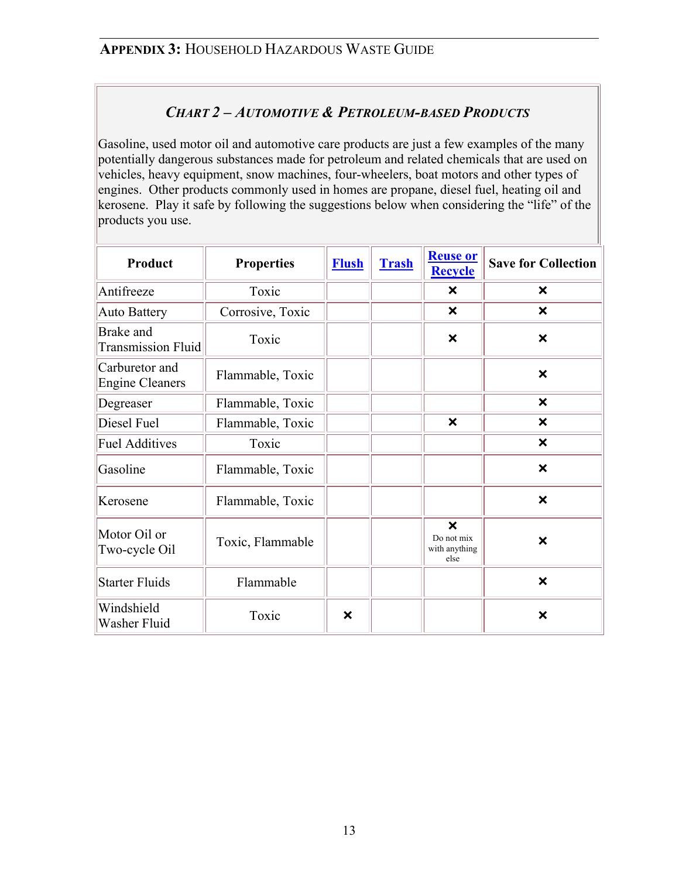## APPENDIX 3: HOUSEHOLD HAZARDOUS WASTE GUIDE

### *CHART 2 – AUTOMOTIVE & PETROLEUM-BASED PRODUCTS*

Gasoline, used motor oil and automotive care products are just a few examples of the many potentially dangerous substances made for petroleum and related chemicals that are used on vehicles, heavy equipment, snow machines, four-wheelers, boat motors and other types of engines. Other products commonly used in homes are propane, diesel fuel, heating oil and kerosene. Play it safe by following the suggestions below when considering the "life" of the products you use.

| Product | Properties | Flush | Trash | Reuse or Recycle | Save for Collection |
|---|---|---|---|---|---|
| Antifreeze | Toxic | | | × | × |
| Auto Battery | Corrosive, Toxic | | | × | × |
| Brake and Transmission Fluid | Toxic | | | × | × |
| Carburetor and Engine Cleaners | Flammable, Toxic | | | | × |
| Degreaser | Flammable, Toxic | | | | × |
| Diesel Fuel | Flammable, Toxic | | | × | × |
| Fuel Additives | Toxic | | | | × |
| Gasoline | Flammable, Toxic | | | | × |
| Kerosene | Flammable, Toxic | | | | × |
| Motor Oil or Two-cycle Oil | Toxic, Flammable | | | × Do not mix with anything else | × |
| Starter Fluids | Flammable | | | | × |
| Windshield Washer Fluid | Toxic | × | | | × |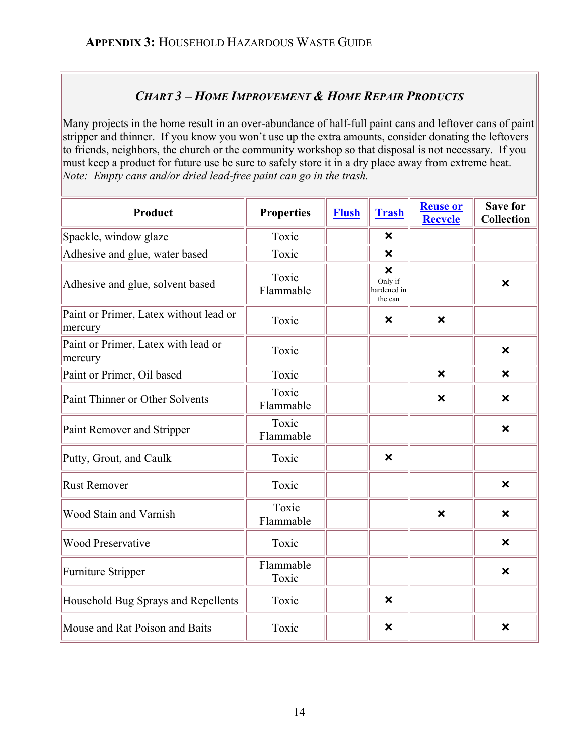## APPENDIX 3: HOUSEHOLD HAZARDOUS WASTE GUIDE

### *CHART 3 – HOME IMPROVEMENT & HOME REPAIR PRODUCTS*

Many projects in the home result in an over-abundance of half-full paint cans and leftover cans of paint stripper and thinner. If you know you won't use up the extra amounts, consider donating the leftovers to friends, neighbors, the church or the community workshop so that disposal is not necessary. If you must keep a product for future use be sure to safely store it in a dry place away from extreme heat. *Note: Empty cans and/or dried lead-free paint can go in the trash.*

| Product | Properties | Flush | Trash | Reuse or Recycle | Save for Collection |
|---|---|---|---|---|---|
| Spackle, window glaze | Toxic | | × | | |
| Adhesive and glue, water based | Toxic | | × | | |
| Adhesive and glue, solvent based | Toxic Flammable | | × Only if hardened in the can | | × |
| Paint or Primer, Latex without lead or mercury | Toxic | | × | × | |
| Paint or Primer, Latex with lead or mercury | Toxic | | | | × |
| Paint or Primer, Oil based | Toxic | | | × | × |
| Paint Thinner or Other Solvents | Toxic Flammable | | | × | × |
| Paint Remover and Stripper | Toxic Flammable | | | | × |
| Putty, Grout, and Caulk | Toxic | | × | | |
| Rust Remover | Toxic | | | | × |
| Wood Stain and Varnish | Toxic Flammable | | | × | × |
| Wood Preservative | Toxic | | | | × |
| Furniture Stripper | Flammable Toxic | | | | × |
| Household Bug Sprays and Repellents | Toxic | | × | | |
| Mouse and Rat Poison and Baits | Toxic | | × | | × |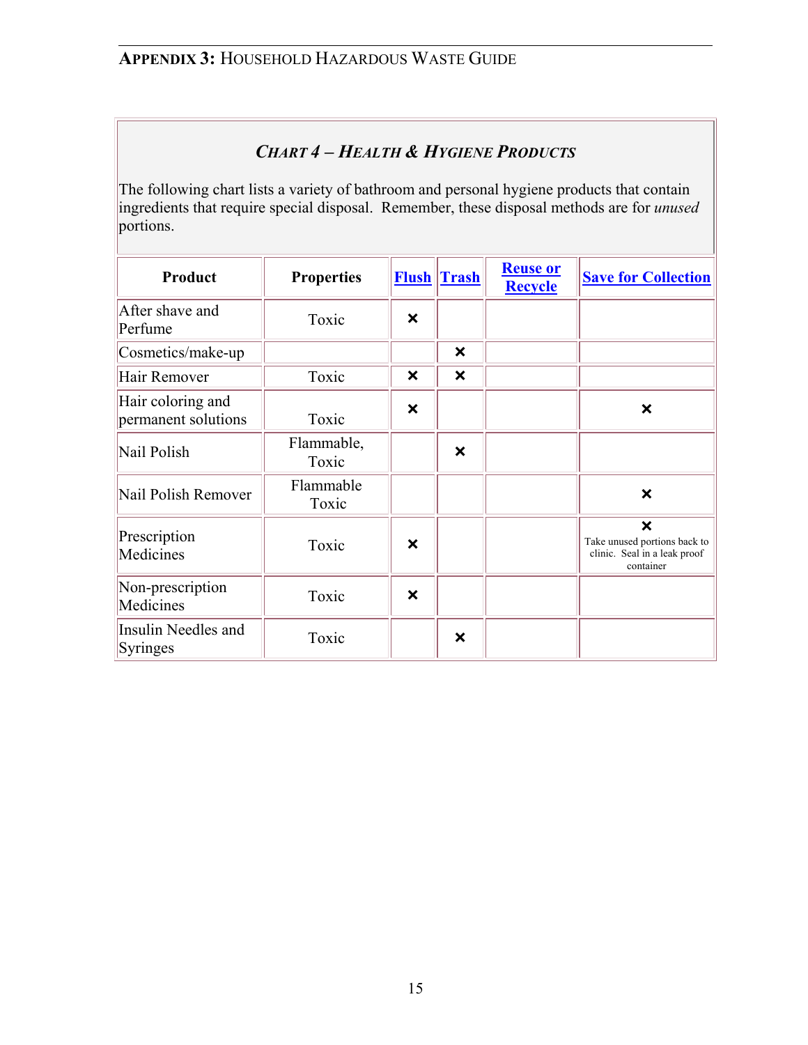## APPENDIX 3: HOUSEHOLD HAZARDOUS WASTE GUIDE

### *CHART 4 – HEALTH & HYGIENE PRODUCTS*

The following chart lists a variety of bathroom and personal hygiene products that contain ingredients that require special disposal. Remember, these disposal methods are for *unused* portions.

| Product | Properties | Flush | Trash | Reuse or Recycle | Save for Collection |
|---|---|---|---|---|---|
| After shave and Perfume | Toxic | × | | | |
| Cosmetics/make-up | | | × | | |
| Hair Remover | Toxic | × | × | | |
| Hair coloring and permanent solutions | Toxic | × | | | × |
| Nail Polish | Flammable, Toxic | | × | | |
| Nail Polish Remover | Flammable Toxic | | | | × |
| Prescription Medicines | Toxic | × | | | × Take unused portions back to clinic. Seal in a leak proof container |
| Non-prescription Medicines | Toxic | × | | | |
| Insulin Needles and Syringes | Toxic | | × | | |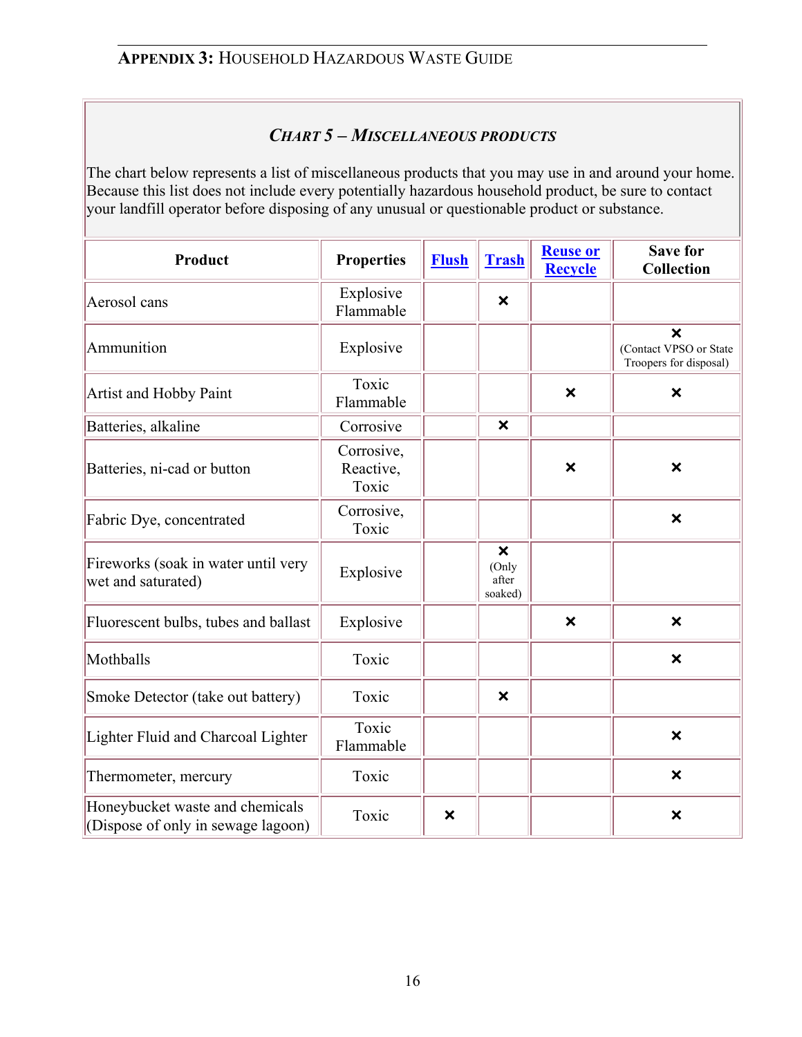## APPENDIX 3: HOUSEHOLD HAZARDOUS WASTE GUIDE

### *CHART 5 – MISCELLANEOUS PRODUCTS*

The chart below represents a list of miscellaneous products that you may use in and around your home. Because this list does not include every potentially hazardous household product, be sure to contact your landfill operator before disposing of any unusual or questionable product or substance.

| Product | Properties | Flush | Trash | Reuse or Recycle | Save for Collection |
|---|---|---|---|---|---|
| Aerosol cans | Explosive Flammable | | × | | |
| Ammunition | Explosive | | | | × (Contact VPSO or State Troopers for disposal) |
| Artist and Hobby Paint | Toxic Flammable | | | × | × |
| Batteries, alkaline | Corrosive | | × | | |
| Batteries, ni-cad or button | Corrosive, Reactive, Toxic | | | × | × |
| Fabric Dye, concentrated | Corrosive, Toxic | | | | × |
| Fireworks (soak in water until very wet and saturated) | Explosive | | × (Only after soaked) | | |
| Fluorescent bulbs, tubes and ballast | Explosive | | | × | × |
| Mothballs | Toxic | | | | × |
| Smoke Detector (take out battery) | Toxic | | × | | |
| Lighter Fluid and Charcoal Lighter | Toxic Flammable | | | | × |
| Thermometer, mercury | Toxic | | | | × |
| Honeybucket waste and chemicals (Dispose of only in sewage lagoon) | Toxic | × | | | × |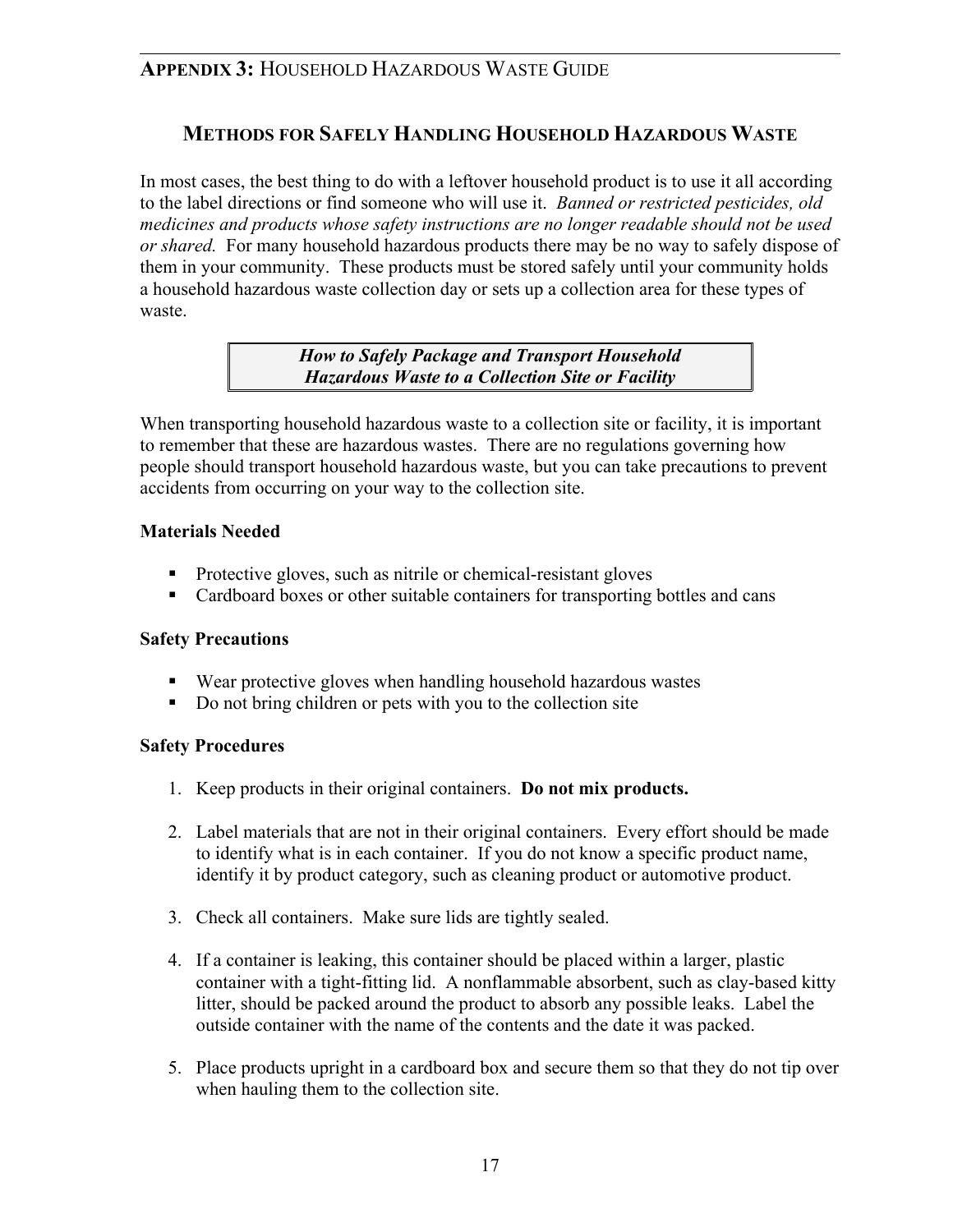## APPENDIX 3: HOUSEHOLD HAZARDOUS WASTE GUIDE

### METHODS FOR SAFELY HANDLING HOUSEHOLD HAZARDOUS WASTE

In most cases, the best thing to do with a leftover household product is to use it all according to the label directions or find someone who will use it. *Banned or restricted pesticides, old medicines and products whose safety instructions are no longer readable should not be used or shared.* For many household hazardous products there may be no way to safely dispose of them in your community. These products must be stored safely until your community holds a household hazardous waste collection day or sets up a collection area for these types of waste.

***How to Safely Package and Transport Household Hazardous Waste to a Collection Site or Facility***

When transporting household hazardous waste to a collection site or facility, it is important to remember that these are hazardous wastes. There are no regulations governing how people should transport household hazardous waste, but you can take precautions to prevent accidents from occurring on your way to the collection site.

**Materials Needed**

- Protective gloves, such as nitrile or chemical-resistant gloves
- Cardboard boxes or other suitable containers for transporting bottles and cans

**Safety Precautions**

- Wear protective gloves when handling household hazardous wastes
- Do not bring children or pets with you to the collection site

**Safety Procedures**

1. Keep products in their original containers. **Do not mix products.**

2. Label materials that are not in their original containers. Every effort should be made to identify what is in each container. If you do not know a specific product name, identify it by product category, such as cleaning product or automotive product.

3. Check all containers. Make sure lids are tightly sealed.

4. If a container is leaking, this container should be placed within a larger, plastic container with a tight-fitting lid. A nonflammable absorbent, such as clay-based kitty litter, should be packed around the product to absorb any possible leaks. Label the outside container with the name of the contents and the date it was packed.

5. Place products upright in a cardboard box and secure them so that they do not tip over when hauling them to the collection site.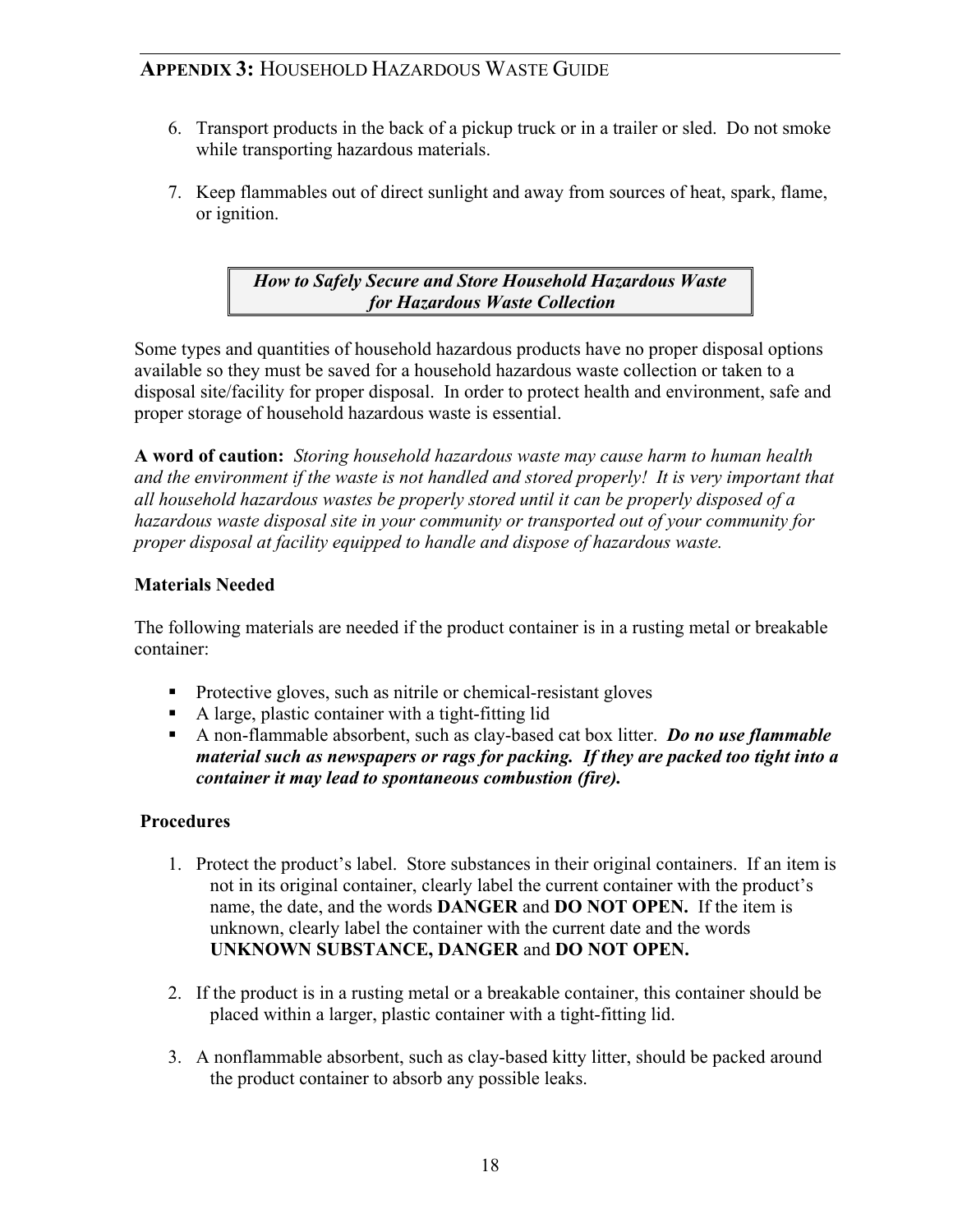6. Transport products in the back of a pickup truck or in a trailer or sled. Do not smoke while transporting hazardous materials.

7. Keep flammables out of direct sunlight and away from sources of heat, spark, flame, or ignition.

## *How to Safely Secure and Store Household Hazardous Waste for Hazardous Waste Collection*

Some types and quantities of household hazardous products have no proper disposal options available so they must be saved for a household hazardous waste collection or taken to a disposal site/facility for proper disposal. In order to protect health and environment, safe and proper storage of household hazardous waste is essential.

**A word of caution:** *Storing household hazardous waste may cause harm to human health and the environment if the waste is not handled and stored properly! It is very important that all household hazardous wastes be properly stored until it can be properly disposed of a hazardous waste disposal site in your community or transported out of your community for proper disposal at facility equipped to handle and dispose of hazardous waste.*

### Materials Needed

The following materials are needed if the product container is in a rusting metal or breakable container:

- Protective gloves, such as nitrile or chemical-resistant gloves
- A large, plastic container with a tight-fitting lid
- A non-flammable absorbent, such as clay-based cat box litter. ***Do no use flammable material such as newspapers or rags for packing. If they are packed too tight into a container it may lead to spontaneous combustion (fire).***

### Procedures

1. Protect the product's label. Store substances in their original containers. If an item is not in its original container, clearly label the current container with the product's name, the date, and the words **DANGER** and **DO NOT OPEN.** If the item is unknown, clearly label the container with the current date and the words **UNKNOWN SUBSTANCE, DANGER** and **DO NOT OPEN.**

2. If the product is in a rusting metal or a breakable container, this container should be placed within a larger, plastic container with a tight-fitting lid.

3. A nonflammable absorbent, such as clay-based kitty litter, should be packed around the product container to absorb any possible leaks.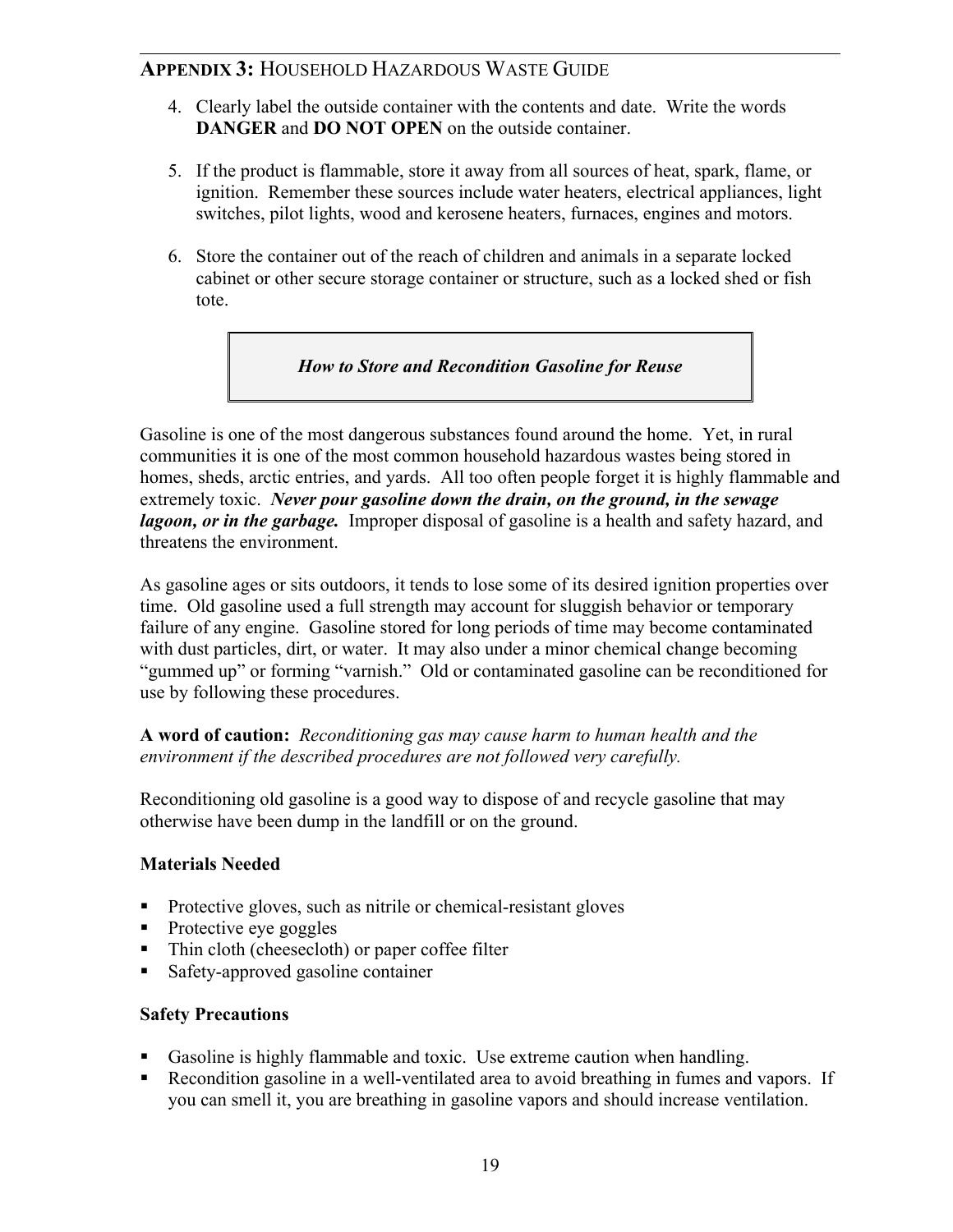4. Clearly label the outside container with the contents and date. Write the words **DANGER** and **DO NOT OPEN** on the outside container.

5. If the product is flammable, store it away from all sources of heat, spark, flame, or ignition. Remember these sources include water heaters, electrical appliances, light switches, pilot lights, wood and kerosene heaters, furnaces, engines and motors.

6. Store the container out of the reach of children and animals in a separate locked cabinet or other secure storage container or structure, such as a locked shed or fish tote.

## ***How to Store and Recondition Gasoline for Reuse***

Gasoline is one of the most dangerous substances found around the home. Yet, in rural communities it is one of the most common household hazardous wastes being stored in homes, sheds, arctic entries, and yards. All too often people forget it is highly flammable and extremely toxic. ***Never pour gasoline down the drain, on the ground, in the sewage lagoon, or in the garbage.*** Improper disposal of gasoline is a health and safety hazard, and threatens the environment.

As gasoline ages or sits outdoors, it tends to lose some of its desired ignition properties over time. Old gasoline used a full strength may account for sluggish behavior or temporary failure of any engine. Gasoline stored for long periods of time may become contaminated with dust particles, dirt, or water. It may also under a minor chemical change becoming "gummed up" or forming "varnish." Old or contaminated gasoline can be reconditioned for use by following these procedures.

**A word of caution:** *Reconditioning gas may cause harm to human health and the environment if the described procedures are not followed very carefully.*

Reconditioning old gasoline is a good way to dispose of and recycle gasoline that may otherwise have been dump in the landfill or on the ground.

### Materials Needed

- Protective gloves, such as nitrile or chemical-resistant gloves
- Protective eye goggles
- Thin cloth (cheesecloth) or paper coffee filter
- Safety-approved gasoline container

### Safety Precautions

- Gasoline is highly flammable and toxic. Use extreme caution when handling.
- Recondition gasoline in a well-ventilated area to avoid breathing in fumes and vapors. If you can smell it, you are breathing in gasoline vapors and should increase ventilation.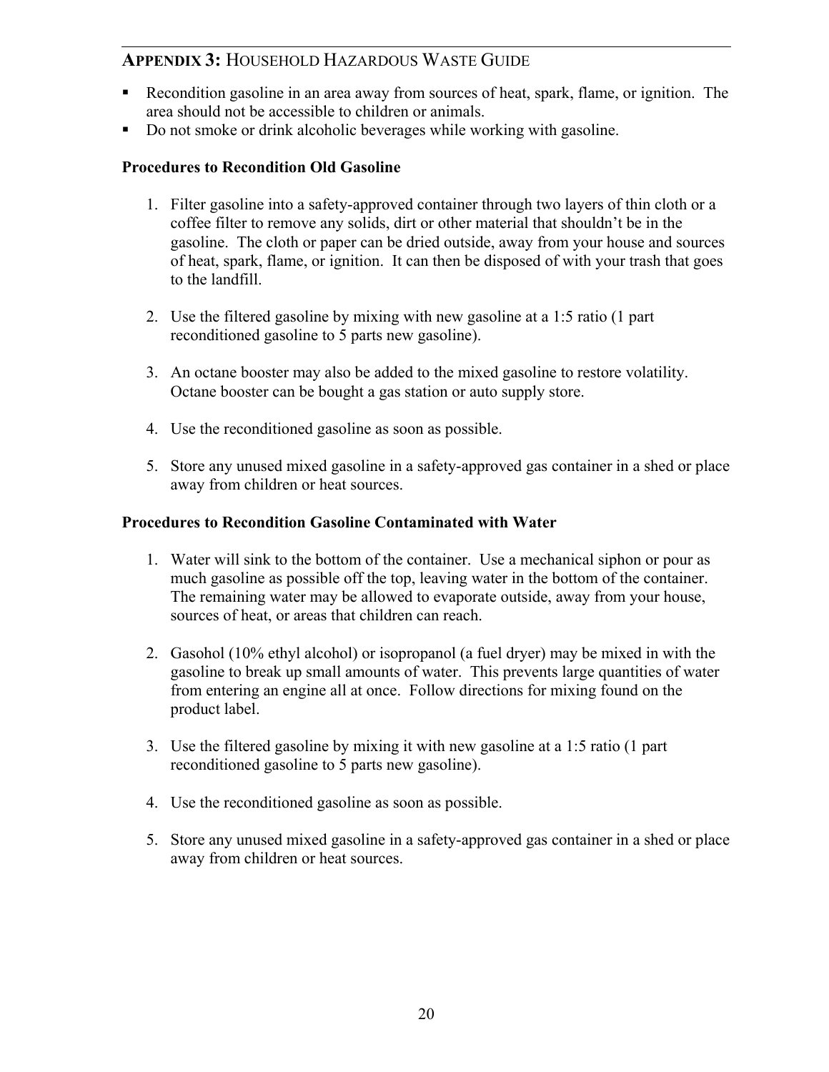## APPENDIX 3: HOUSEHOLD HAZARDOUS WASTE GUIDE

- Recondition gasoline in an area away from sources of heat, spark, flame, or ignition. The area should not be accessible to children or animals.
- Do not smoke or drink alcoholic beverages while working with gasoline.

**Procedures to Recondition Old Gasoline**

1. Filter gasoline into a safety-approved container through two layers of thin cloth or a coffee filter to remove any solids, dirt or other material that shouldn't be in the gasoline. The cloth or paper can be dried outside, away from your house and sources of heat, spark, flame, or ignition. It can then be disposed of with your trash that goes to the landfill.

2. Use the filtered gasoline by mixing with new gasoline at a 1:5 ratio (1 part reconditioned gasoline to 5 parts new gasoline).

3. An octane booster may also be added to the mixed gasoline to restore volatility. Octane booster can be bought a gas station or auto supply store.

4. Use the reconditioned gasoline as soon as possible.

5. Store any unused mixed gasoline in a safety-approved gas container in a shed or place away from children or heat sources.

**Procedures to Recondition Gasoline Contaminated with Water**

1. Water will sink to the bottom of the container. Use a mechanical siphon or pour as much gasoline as possible off the top, leaving water in the bottom of the container. The remaining water may be allowed to evaporate outside, away from your house, sources of heat, or areas that children can reach.

2. Gasohol (10% ethyl alcohol) or isopropanol (a fuel dryer) may be mixed in with the gasoline to break up small amounts of water. This prevents large quantities of water from entering an engine all at once. Follow directions for mixing found on the product label.

3. Use the filtered gasoline by mixing it with new gasoline at a 1:5 ratio (1 part reconditioned gasoline to 5 parts new gasoline).

4. Use the reconditioned gasoline as soon as possible.

5. Store any unused mixed gasoline in a safety-approved gas container in a shed or place away from children or heat sources.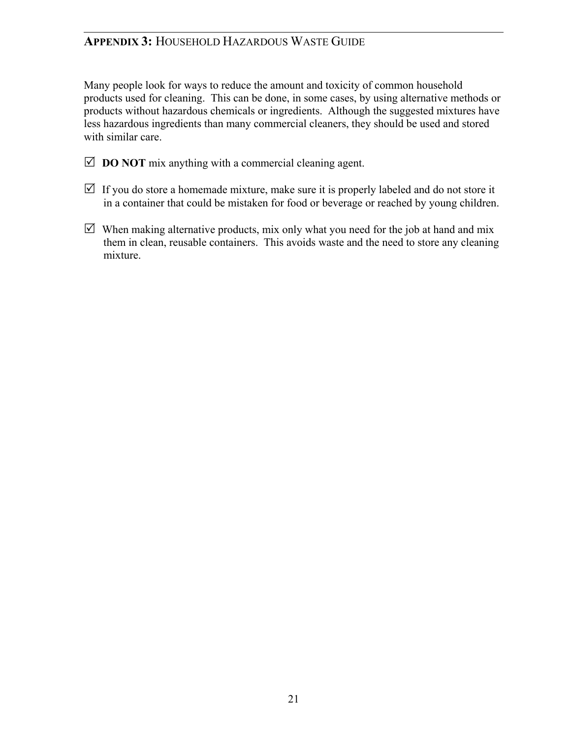## APPENDIX 3: HOUSEHOLD HAZARDOUS WASTE GUIDE

Many people look for ways to reduce the amount and toxicity of common household products used for cleaning. This can be done, in some cases, by using alternative methods or products without hazardous chemicals or ingredients. Although the suggested mixtures have less hazardous ingredients than many commercial cleaners, they should be used and stored with similar care.

☑ **DO NOT** mix anything with a commercial cleaning agent.

☑ If you do store a homemade mixture, make sure it is properly labeled and do not store it in a container that could be mistaken for food or beverage or reached by young children.

☑ When making alternative products, mix only what you need for the job at hand and mix them in clean, reusable containers. This avoids waste and the need to store any cleaning mixture.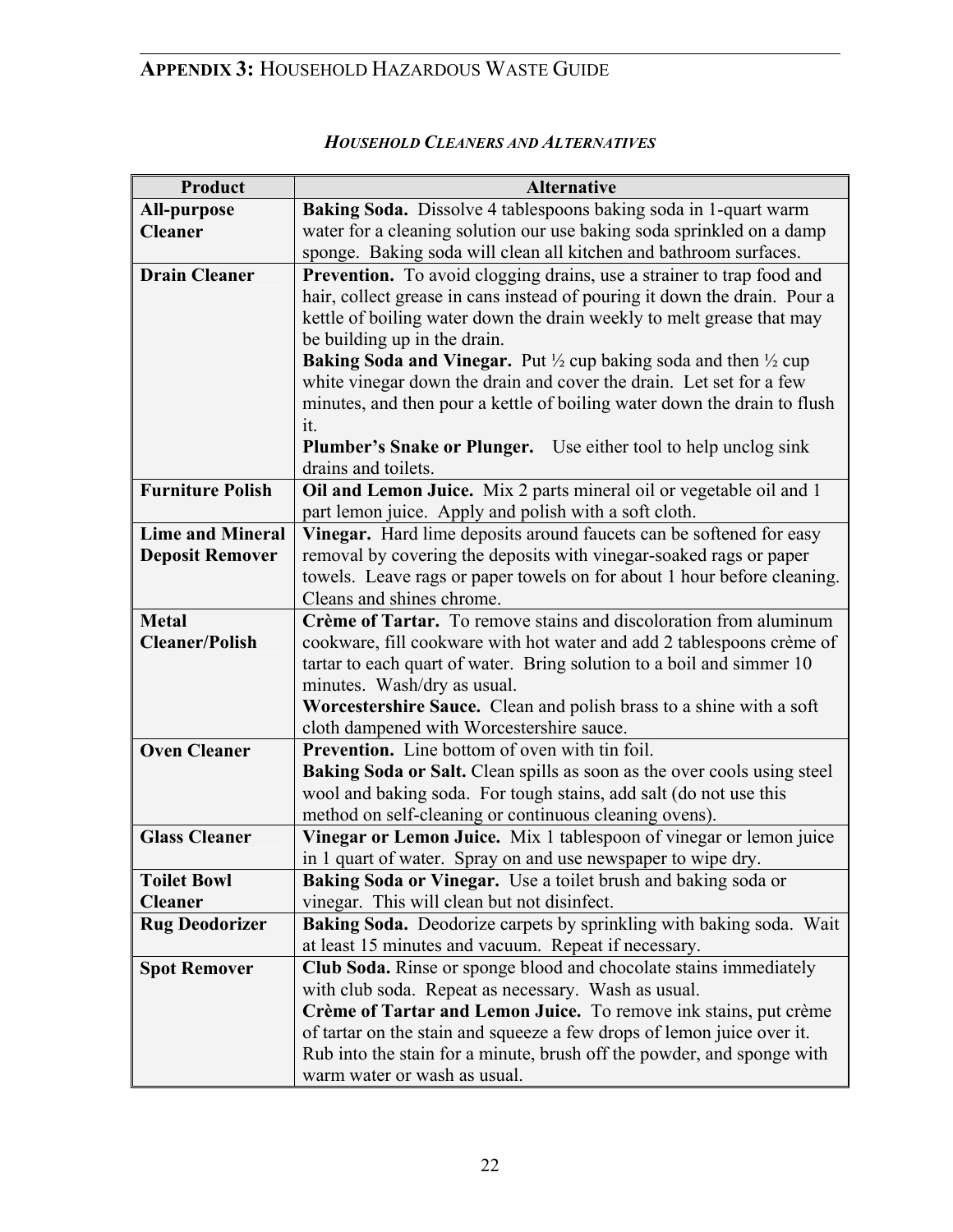## APPENDIX 3: HOUSEHOLD HAZARDOUS WASTE GUIDE

### *HOUSEHOLD CLEANERS AND ALTERNATIVES*

| Product | Alternative |
|---|---|
| **All-purpose Cleaner** | **Baking Soda.** Dissolve 4 tablespoons baking soda in 1-quart warm water for a cleaning solution our use baking soda sprinkled on a damp sponge. Baking soda will clean all kitchen and bathroom surfaces. |
| **Drain Cleaner** | **Prevention.** To avoid clogging drains, use a strainer to trap food and hair, collect grease in cans instead of pouring it down the drain. Pour a kettle of boiling water down the drain weekly to melt grease that may be building up in the drain.<br>**Baking Soda and Vinegar.** Put ½ cup baking soda and then ½ cup white vinegar down the drain and cover the drain. Let set for a few minutes, and then pour a kettle of boiling water down the drain to flush it.<br>**Plumber's Snake or Plunger.** Use either tool to help unclog sink drains and toilets. |
| **Furniture Polish** | **Oil and Lemon Juice.** Mix 2 parts mineral oil or vegetable oil and 1 part lemon juice. Apply and polish with a soft cloth. |
| **Lime and Mineral Deposit Remover** | **Vinegar.** Hard lime deposits around faucets can be softened for easy removal by covering the deposits with vinegar-soaked rags or paper towels. Leave rags or paper towels on for about 1 hour before cleaning. Cleans and shines chrome. |
| **Metal Cleaner/Polish** | **Crème of Tartar.** To remove stains and discoloration from aluminum cookware, fill cookware with hot water and add 2 tablespoons crème of tartar to each quart of water. Bring solution to a boil and simmer 10 minutes. Wash/dry as usual.<br>**Worcestershire Sauce.** Clean and polish brass to a shine with a soft cloth dampened with Worcestershire sauce. |
| **Oven Cleaner** | **Prevention.** Line bottom of oven with tin foil.<br>**Baking Soda or Salt.** Clean spills as soon as the over cools using steel wool and baking soda. For tough stains, add salt (do not use this method on self-cleaning or continuous cleaning ovens). |
| **Glass Cleaner** | **Vinegar or Lemon Juice.** Mix 1 tablespoon of vinegar or lemon juice in 1 quart of water. Spray on and use newspaper to wipe dry. |
| **Toilet Bowl Cleaner** | **Baking Soda or Vinegar.** Use a toilet brush and baking soda or vinegar. This will clean but not disinfect. |
| **Rug Deodorizer** | **Baking Soda.** Deodorize carpets by sprinkling with baking soda. Wait at least 15 minutes and vacuum. Repeat if necessary. |
| **Spot Remover** | **Club Soda.** Rinse or sponge blood and chocolate stains immediately with club soda. Repeat as necessary. Wash as usual.<br>**Crème of Tartar and Lemon Juice.** To remove ink stains, put crème of tartar on the stain and squeeze a few drops of lemon juice over it. Rub into the stain for a minute, brush off the powder, and sponge with warm water or wash as usual. |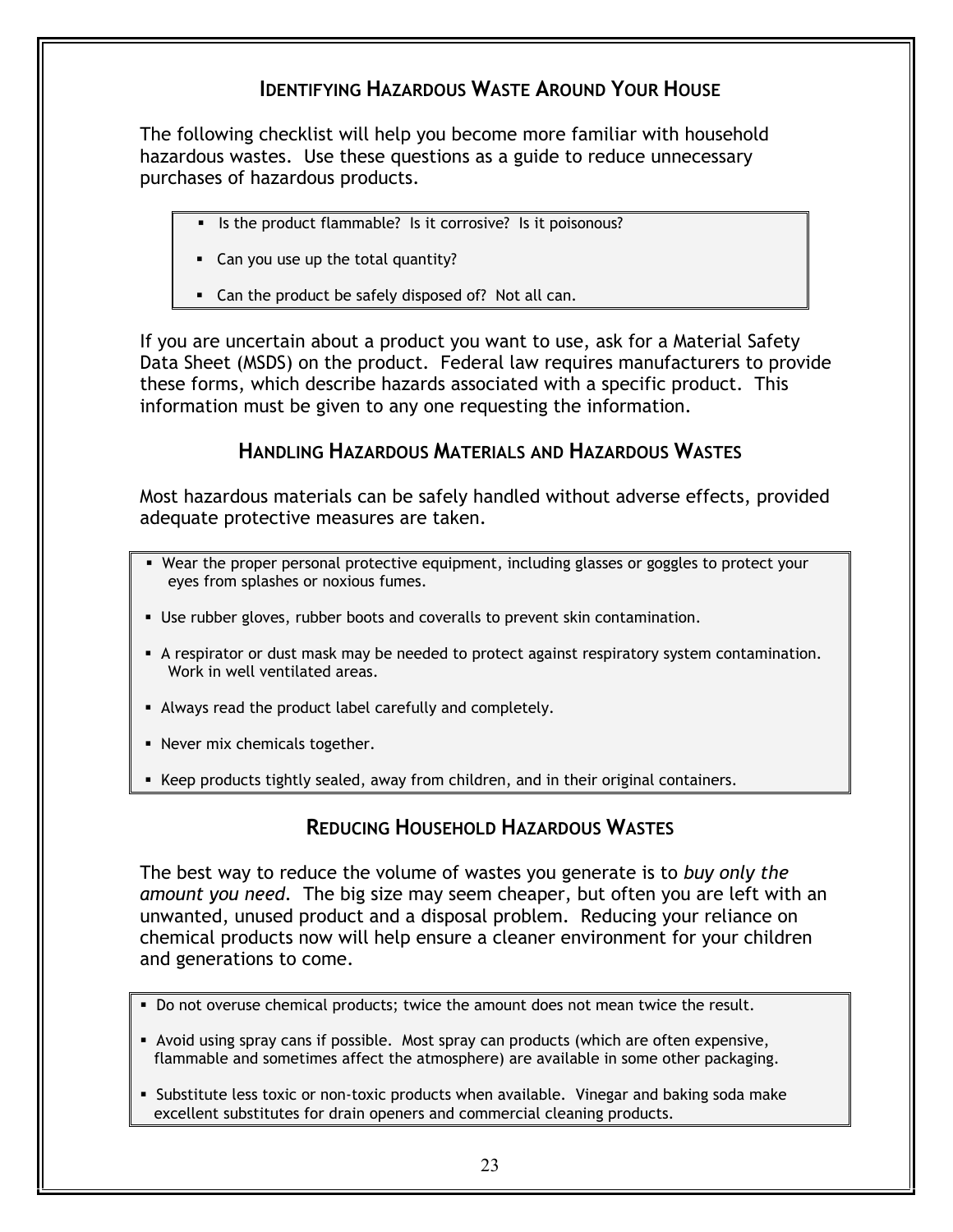## Identifying Hazardous Waste Around Your House

The following checklist will help you become more familiar with household hazardous wastes. Use these questions as a guide to reduce unnecessary purchases of hazardous products.

- Is the product flammable? Is it corrosive? Is it poisonous?
- Can you use up the total quantity?
- Can the product be safely disposed of? Not all can.

If you are uncertain about a product you want to use, ask for a Material Safety Data Sheet (MSDS) on the product. Federal law requires manufacturers to provide these forms, which describe hazards associated with a specific product. This information must be given to any one requesting the information.

## Handling Hazardous Materials and Hazardous Wastes

Most hazardous materials can be safely handled without adverse effects, provided adequate protective measures are taken.

- Wear the proper personal protective equipment, including glasses or goggles to protect your eyes from splashes or noxious fumes.
- Use rubber gloves, rubber boots and coveralls to prevent skin contamination.
- A respirator or dust mask may be needed to protect against respiratory system contamination. Work in well ventilated areas.
- Always read the product label carefully and completely.
- Never mix chemicals together.
- Keep products tightly sealed, away from children, and in their original containers.

## Reducing Household Hazardous Wastes

The best way to reduce the volume of wastes you generate is to *buy only the amount you need*. The big size may seem cheaper, but often you are left with an unwanted, unused product and a disposal problem. Reducing your reliance on chemical products now will help ensure a cleaner environment for your children and generations to come.

- Do not overuse chemical products; twice the amount does not mean twice the result.
- Avoid using spray cans if possible. Most spray can products (which are often expensive, flammable and sometimes affect the atmosphere) are available in some other packaging.
- Substitute less toxic or non-toxic products when available. Vinegar and baking soda make excellent substitutes for drain openers and commercial cleaning products.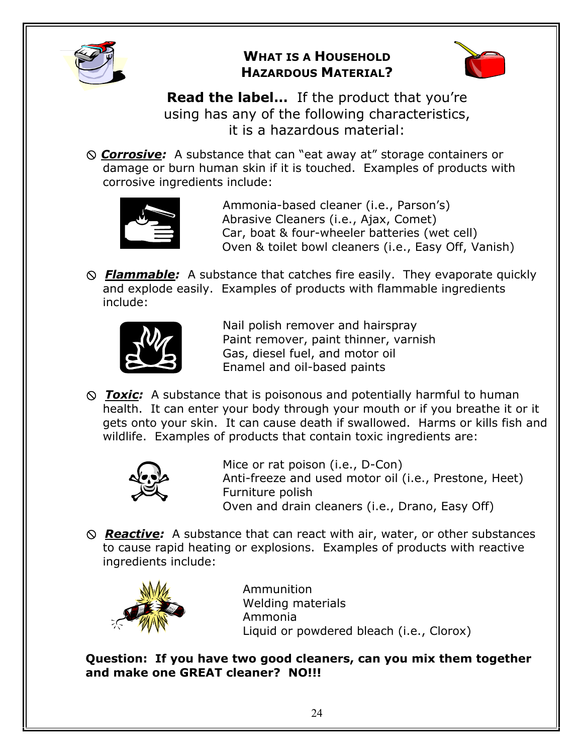## What is a Household Hazardous Material?

**Read the label…** If the product that you're using has any of the following characteristics, it is a hazardous material:

⦸ ***Corrosive:*** A substance that can "eat away at" storage containers or damage or burn human skin if it is touched. Examples of products with corrosive ingredients include:

- Ammonia-based cleaner (i.e., Parson's)
- Abrasive Cleaners (i.e., Ajax, Comet)
- Car, boat & four-wheeler batteries (wet cell)
- Oven & toilet bowl cleaners (i.e., Easy Off, Vanish)

⦸ ***Flammable:*** A substance that catches fire easily. They evaporate quickly and explode easily. Examples of products with flammable ingredients include:

- Nail polish remover and hairspray
- Paint remover, paint thinner, varnish
- Gas, diesel fuel, and motor oil
- Enamel and oil-based paints

⦸ ***Toxic:*** A substance that is poisonous and potentially harmful to human health. It can enter your body through your mouth or if you breathe it or it gets onto your skin. It can cause death if swallowed. Harms or kills fish and wildlife. Examples of products that contain toxic ingredients are:

- Mice or rat poison (i.e., D-Con)
- Anti-freeze and used motor oil (i.e., Prestone, Heet)
- Furniture polish
- Oven and drain cleaners (i.e., Drano, Easy Off)

⦸ ***Reactive:*** A substance that can react with air, water, or other substances to cause rapid heating or explosions. Examples of products with reactive ingredients include:

- Ammunition
- Welding materials
- Ammonia
- Liquid or powdered bleach (i.e., Clorox)

**Question: If you have two good cleaners, can you mix them together and make one GREAT cleaner? NO!!!**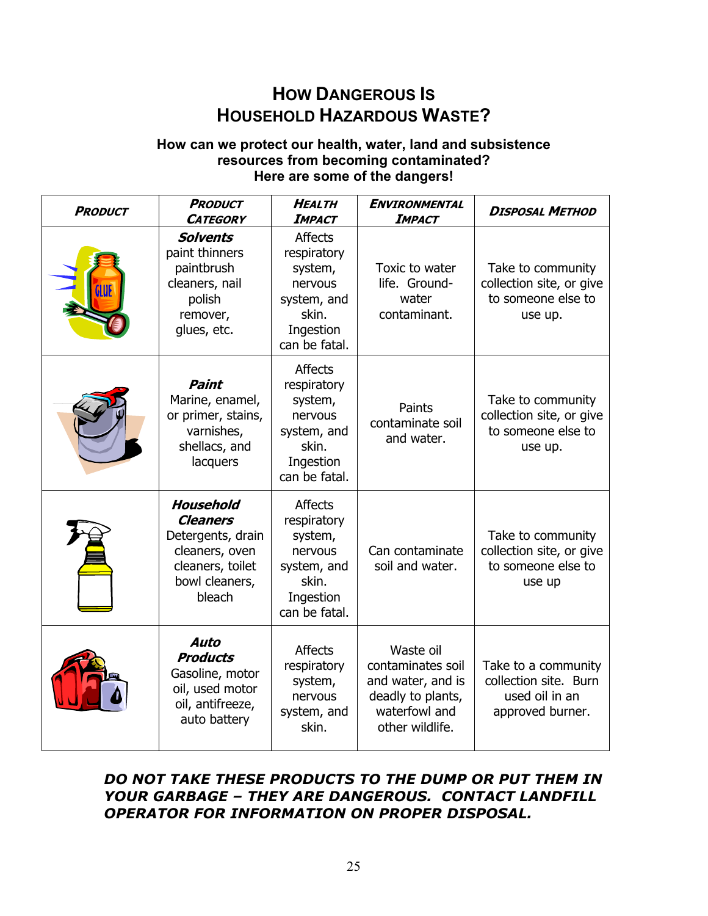## HOW DANGEROUS IS HOUSEHOLD HAZARDOUS WASTE?

**How can we protect our health, water, land and subsistence resources from becoming contaminated? Here are some of the dangers!**

| ***PRODUCT*** | ***PRODUCT CATEGORY*** | ***HEALTH IMPACT*** | ***ENVIRONMENTAL IMPACT*** | ***DISPOSAL METHOD*** |
| --- | --- | --- | --- | --- |
| | ***Solvents*** paint thinners paintbrush cleaners, nail polish remover, glues, etc. | Affects respiratory system, nervous system, and skin. Ingestion can be fatal. | Toxic to water life. Ground-water contaminant. | Take to community collection site, or give to someone else to use up. |
| | ***Paint*** Marine, enamel, or primer, stains, varnishes, shellacs, and lacquers | Affects respiratory system, nervous system, and skin. Ingestion can be fatal. | Paints contaminate soil and water. | Take to community collection site, or give to someone else to use up. |
| | ***Household Cleaners*** Detergents, drain cleaners, oven cleaners, toilet bowl cleaners, bleach | Affects respiratory system, nervous system, and skin. Ingestion can be fatal. | Can contaminate soil and water. | Take to community collection site, or give to someone else to use up |
| | ***Auto Products*** Gasoline, motor oil, used motor oil, antifreeze, auto battery | Affects respiratory system, nervous system, and skin. | Waste oil contaminates soil and water, and is deadly to plants, waterfowl and other wildlife. | Take to a community collection site. Burn used oil in an approved burner. |

***DO NOT TAKE THESE PRODUCTS TO THE DUMP OR PUT THEM IN YOUR GARBAGE – THEY ARE DANGEROUS. CONTACT LANDFILL OPERATOR FOR INFORMATION ON PROPER DISPOSAL.***